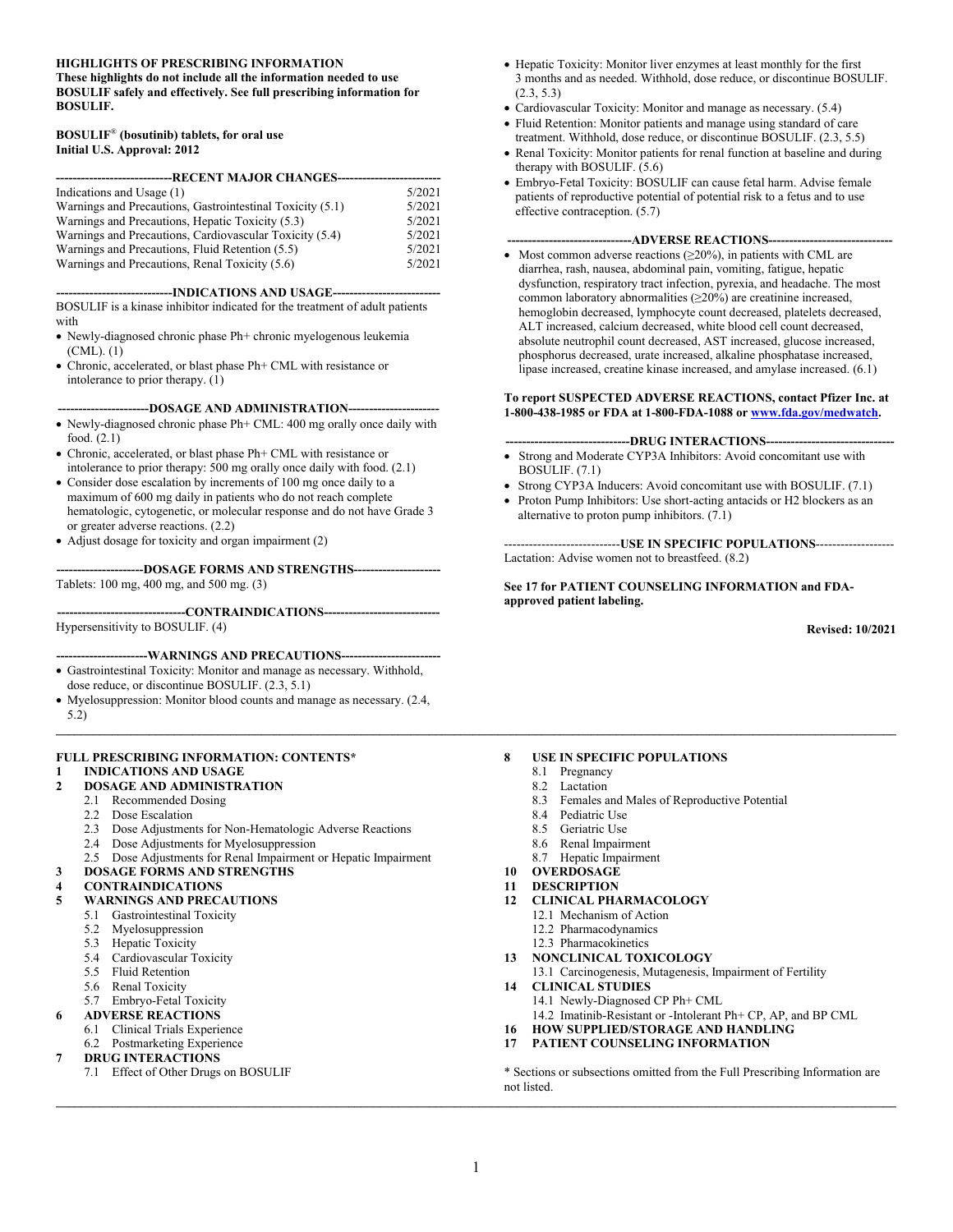**HIGHLIGHTS OF PRESCRIBING INFORMATION**
**These highlights do not include all the information needed to use BOSULIF safely and effectively. See full prescribing information for BOSULIF.**

**BOSULIF® (bosutinib) tablets, for oral use**
**Initial U.S. Approval: 2012**

## RECENT MAJOR CHANGES

| | |
|---|---|
| Indications and Usage (1) | 5/2021 |
| Warnings and Precautions, Gastrointestinal Toxicity (5.1) | 5/2021 |
| Warnings and Precautions, Hepatic Toxicity (5.3) | 5/2021 |
| Warnings and Precautions, Cardiovascular Toxicity (5.4) | 5/2021 |
| Warnings and Precautions, Fluid Retention (5.5) | 5/2021 |
| Warnings and Precautions, Renal Toxicity (5.6) | 5/2021 |

## INDICATIONS AND USAGE

BOSULIF is a kinase inhibitor indicated for the treatment of adult patients with

- Newly-diagnosed chronic phase Ph+ chronic myelogenous leukemia (CML). (1)
- Chronic, accelerated, or blast phase Ph+ CML with resistance or intolerance to prior therapy. (1)

## DOSAGE AND ADMINISTRATION

- Newly-diagnosed chronic phase Ph+ CML: 400 mg orally once daily with food. (2.1)
- Chronic, accelerated, or blast phase Ph+ CML with resistance or intolerance to prior therapy: 500 mg orally once daily with food. (2.1)
- Consider dose escalation by increments of 100 mg once daily to a maximum of 600 mg daily in patients who do not reach complete hematologic, cytogenetic, or molecular response and do not have Grade 3 or greater adverse reactions. (2.2)
- Adjust dosage for toxicity and organ impairment (2)

## DOSAGE FORMS AND STRENGTHS

Tablets: 100 mg, 400 mg, and 500 mg. (3)

## CONTRAINDICATIONS

Hypersensitivity to BOSULIF. (4)

## WARNINGS AND PRECAUTIONS

- Gastrointestinal Toxicity: Monitor and manage as necessary. Withhold, dose reduce, or discontinue BOSULIF. (2.3, 5.1)
- Myelosuppression: Monitor blood counts and manage as necessary. (2.4, 5.2)
- Hepatic Toxicity: Monitor liver enzymes at least monthly for the first 3 months and as needed. Withhold, dose reduce, or discontinue BOSULIF. (2.3, 5.3)
- Cardiovascular Toxicity: Monitor and manage as necessary. (5.4)
- Fluid Retention: Monitor patients and manage using standard of care treatment. Withhold, dose reduce, or discontinue BOSULIF. (2.3, 5.5)
- Renal Toxicity: Monitor patients for renal function at baseline and during therapy with BOSULIF. (5.6)
- Embryo-Fetal Toxicity: BOSULIF can cause fetal harm. Advise female patients of reproductive potential of potential risk to a fetus and to use effective contraception. (5.7)

## ADVERSE REACTIONS

- Most common adverse reactions (≥20%), in patients with CML are diarrhea, rash, nausea, abdominal pain, vomiting, fatigue, hepatic dysfunction, respiratory tract infection, pyrexia, and headache. The most common laboratory abnormalities (≥20%) are creatinine increased, hemoglobin decreased, lymphocyte count decreased, platelets decreased, ALT increased, calcium decreased, white blood cell count decreased, absolute neutrophil count decreased, AST increased, glucose increased, phosphorus decreased, urate increased, alkaline phosphatase increased, lipase increased, creatine kinase increased, and amylase increased. (6.1)

**To report SUSPECTED ADVERSE REACTIONS, contact Pfizer Inc. at 1-800-438-1985 or FDA at 1-800-FDA-1088 or www.fda.gov/medwatch.**

## DRUG INTERACTIONS

- Strong and Moderate CYP3A Inhibitors: Avoid concomitant use with BOSULIF. (7.1)
- Strong CYP3A Inducers: Avoid concomitant use with BOSULIF. (7.1)
- Proton Pump Inhibitors: Use short-acting antacids or H2 blockers as an alternative to proton pump inhibitors. (7.1)

## USE IN SPECIFIC POPULATIONS

Lactation: Advise women not to breastfeed. (8.2)

**See 17 for PATIENT COUNSELING INFORMATION and FDA-approved patient labeling.**

**Revised: 10/2021**

---

**FULL PRESCRIBING INFORMATION: CONTENTS***

**1 INDICATIONS AND USAGE**
**2 DOSAGE AND ADMINISTRATION**
- 2.1 Recommended Dosing
- 2.2 Dose Escalation
- 2.3 Dose Adjustments for Non-Hematologic Adverse Reactions
- 2.4 Dose Adjustments for Myelosuppression
- 2.5 Dose Adjustments for Renal Impairment or Hepatic Impairment

**3 DOSAGE FORMS AND STRENGTHS**
**4 CONTRAINDICATIONS**
**5 WARNINGS AND PRECAUTIONS**
- 5.1 Gastrointestinal Toxicity
- 5.2 Myelosuppression
- 5.3 Hepatic Toxicity
- 5.4 Cardiovascular Toxicity
- 5.5 Fluid Retention
- 5.6 Renal Toxicity
- 5.7 Embryo-Fetal Toxicity

**6 ADVERSE REACTIONS**
- 6.1 Clinical Trials Experience
- 6.2 Postmarketing Experience

**7 DRUG INTERACTIONS**
- 7.1 Effect of Other Drugs on BOSULIF

**8 USE IN SPECIFIC POPULATIONS**
- 8.1 Pregnancy
- 8.2 Lactation
- 8.3 Females and Males of Reproductive Potential
- 8.4 Pediatric Use
- 8.5 Geriatric Use
- 8.6 Renal Impairment
- 8.7 Hepatic Impairment

**10 OVERDOSAGE**
**11 DESCRIPTION**
**12 CLINICAL PHARMACOLOGY**
- 12.1 Mechanism of Action
- 12.2 Pharmacodynamics
- 12.3 Pharmacokinetics

**13 NONCLINICAL TOXICOLOGY**
- 13.1 Carcinogenesis, Mutagenesis, Impairment of Fertility

**14 CLINICAL STUDIES**
- 14.1 Newly-Diagnosed CP Ph+ CML
- 14.2 Imatinib-Resistant or -Intolerant Ph+ CP, AP, and BP CML

**16 HOW SUPPLIED/STORAGE AND HANDLING**
**17 PATIENT COUNSELING INFORMATION**

* Sections or subsections omitted from the Full Prescribing Information are not listed.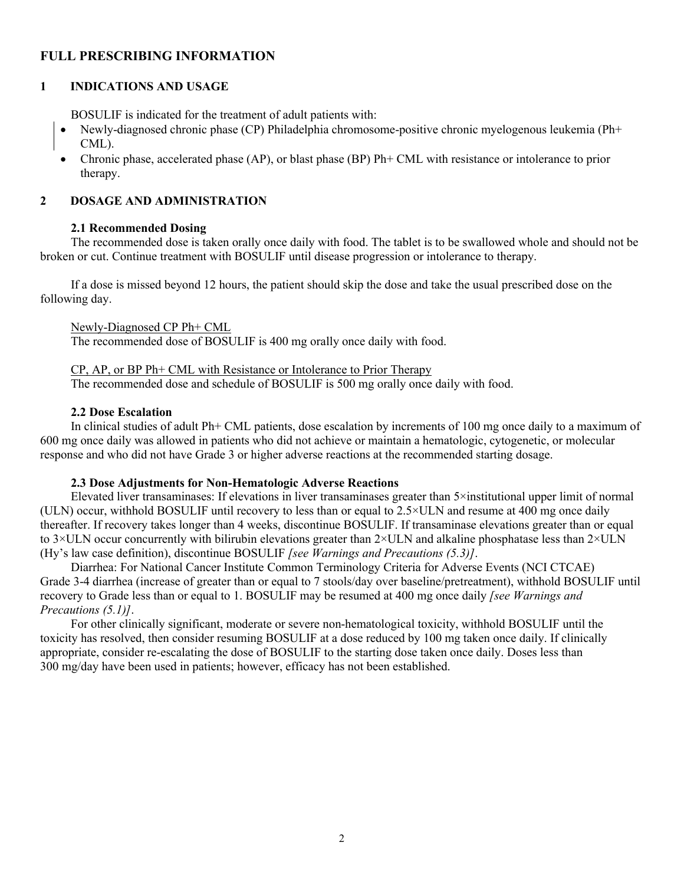# FULL PRESCRIBING INFORMATION

## 1 INDICATIONS AND USAGE

BOSULIF is indicated for the treatment of adult patients with:

- Newly-diagnosed chronic phase (CP) Philadelphia chromosome-positive chronic myelogenous leukemia (Ph+ CML).
- Chronic phase, accelerated phase (AP), or blast phase (BP) Ph+ CML with resistance or intolerance to prior therapy.

## 2 DOSAGE AND ADMINISTRATION

### 2.1 Recommended Dosing

The recommended dose is taken orally once daily with food. The tablet is to be swallowed whole and should not be broken or cut. Continue treatment with BOSULIF until disease progression or intolerance to therapy.

If a dose is missed beyond 12 hours, the patient should skip the dose and take the usual prescribed dose on the following day.

Newly-Diagnosed CP Ph+ CML

The recommended dose of BOSULIF is 400 mg orally once daily with food.

CP, AP, or BP Ph+ CML with Resistance or Intolerance to Prior Therapy

The recommended dose and schedule of BOSULIF is 500 mg orally once daily with food.

### 2.2 Dose Escalation

In clinical studies of adult Ph+ CML patients, dose escalation by increments of 100 mg once daily to a maximum of 600 mg once daily was allowed in patients who did not achieve or maintain a hematologic, cytogenetic, or molecular response and who did not have Grade 3 or higher adverse reactions at the recommended starting dosage.

### 2.3 Dose Adjustments for Non-Hematologic Adverse Reactions

Elevated liver transaminases: If elevations in liver transaminases greater than 5×institutional upper limit of normal (ULN) occur, withhold BOSULIF until recovery to less than or equal to 2.5×ULN and resume at 400 mg once daily thereafter. If recovery takes longer than 4 weeks, discontinue BOSULIF. If transaminase elevations greater than or equal to 3×ULN occur concurrently with bilirubin elevations greater than 2×ULN and alkaline phosphatase less than 2×ULN (Hy's law case definition), discontinue BOSULIF *[see Warnings and Precautions (5.3)]*.

Diarrhea: For National Cancer Institute Common Terminology Criteria for Adverse Events (NCI CTCAE) Grade 3-4 diarrhea (increase of greater than or equal to 7 stools/day over baseline/pretreatment), withhold BOSULIF until recovery to Grade less than or equal to 1. BOSULIF may be resumed at 400 mg once daily *[see Warnings and Precautions (5.1)]*.

For other clinically significant, moderate or severe non-hematological toxicity, withhold BOSULIF until the toxicity has resolved, then consider resuming BOSULIF at a dose reduced by 100 mg taken once daily. If clinically appropriate, consider re-escalating the dose of BOSULIF to the starting dose taken once daily. Doses less than 300 mg/day have been used in patients; however, efficacy has not been established.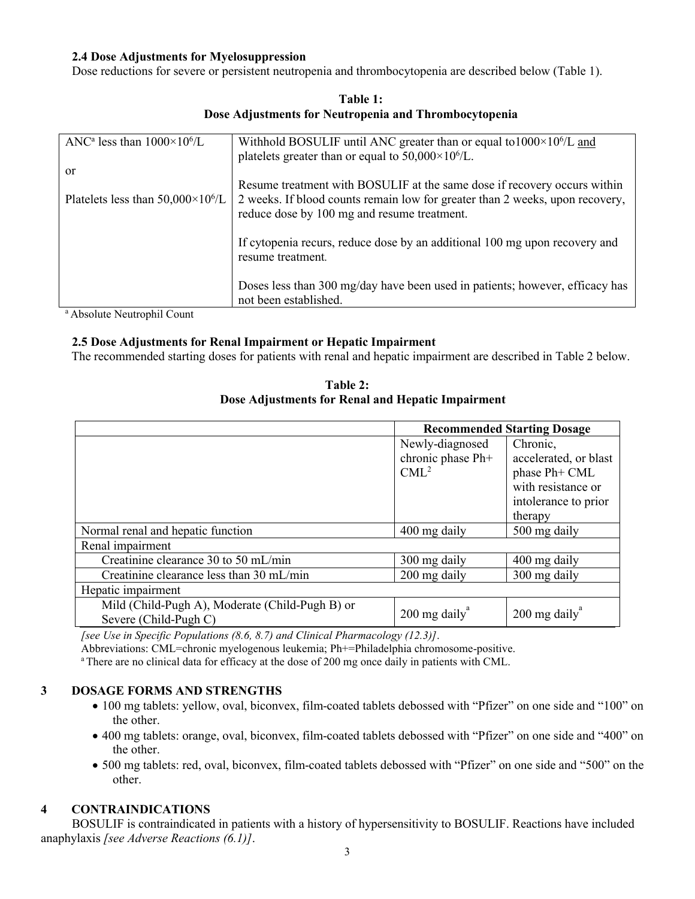### 2.4 Dose Adjustments for Myelosuppression

Dose reductions for severe or persistent neutropenia and thrombocytopenia are described below (Table 1).

**Table 1:**
**Dose Adjustments for Neutropenia and Thrombocytopenia**

| | |
|---|---|
| ANC[a] less than $1000 \times 10^6$/L<br><br>or<br><br>Platelets less than $50{,}000 \times 10^6$/L | Withhold BOSULIF until ANC greater than or equal to $1000 \times 10^6$/L <u>and</u> platelets greater than or equal to $50{,}000 \times 10^6$/L.<br><br>Resume treatment with BOSULIF at the same dose if recovery occurs within 2 weeks. If blood counts remain low for greater than 2 weeks, upon recovery, reduce dose by 100 mg and resume treatment.<br><br>If cytopenia recurs, reduce dose by an additional 100 mg upon recovery and resume treatment.<br><br>Doses less than 300 mg/day have been used in patients; however, efficacy has not been established. |

[a] Absolute Neutrophil Count

### 2.5 Dose Adjustments for Renal Impairment or Hepatic Impairment

The recommended starting doses for patients with renal and hepatic impairment are described in Table 2 below.

**Table 2:**
**Dose Adjustments for Renal and Hepatic Impairment**

| | **Recommended Starting Dosage** | |
|---|---|---|
| | Newly-diagnosed chronic phase Ph+ CML[2] | Chronic, accelerated, or blast phase Ph+ CML with resistance or intolerance to prior therapy |
| Normal renal and hepatic function | 400 mg daily | 500 mg daily |
| Renal impairment | | |
| Creatinine clearance 30 to 50 mL/min | 300 mg daily | 400 mg daily |
| Creatinine clearance less than 30 mL/min | 200 mg daily | 300 mg daily |
| Hepatic impairment | | |
| Mild (Child-Pugh A), Moderate (Child-Pugh B) or Severe (Child-Pugh C) | 200 mg daily[a] | 200 mg daily[a] |

*[see Use in Specific Populations (8.6, 8.7) and Clinical Pharmacology (12.3)]*.

Abbreviations: CML=chronic myelogenous leukemia; Ph+=Philadelphia chromosome-positive.

[a] There are no clinical data for efficacy at the dose of 200 mg once daily in patients with CML.

## 3 DOSAGE FORMS AND STRENGTHS

- 100 mg tablets: yellow, oval, biconvex, film-coated tablets debossed with "Pfizer" on one side and "100" on the other.
- 400 mg tablets: orange, oval, biconvex, film-coated tablets debossed with "Pfizer" on one side and "400" on the other.
- 500 mg tablets: red, oval, biconvex, film-coated tablets debossed with "Pfizer" on one side and "500" on the other.

## 4 CONTRAINDICATIONS

BOSULIF is contraindicated in patients with a history of hypersensitivity to BOSULIF. Reactions have included anaphylaxis *[see Adverse Reactions (6.1)]*.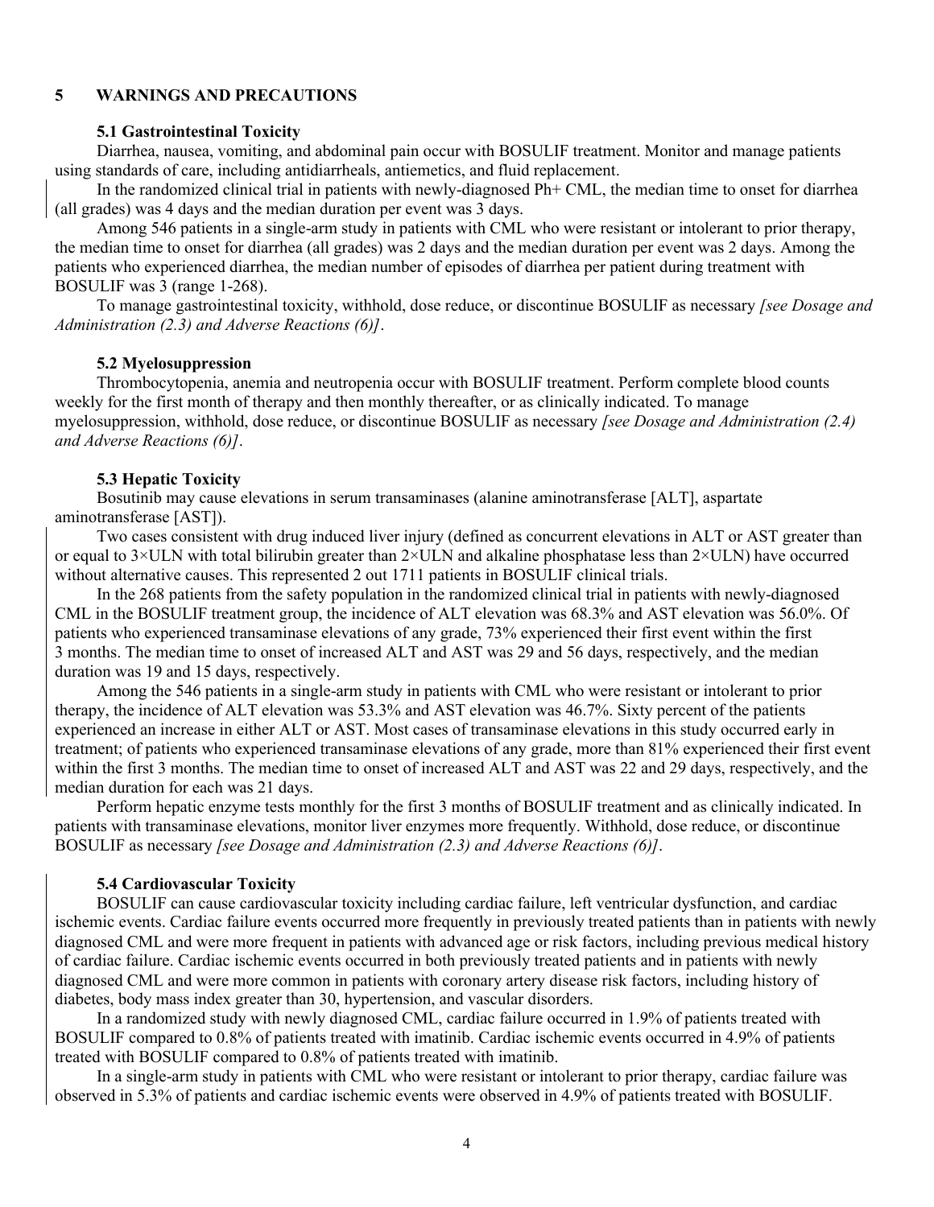## 5 WARNINGS AND PRECAUTIONS

### 5.1 Gastrointestinal Toxicity

Diarrhea, nausea, vomiting, and abdominal pain occur with BOSULIF treatment. Monitor and manage patients using standards of care, including antidiarrheals, antiemetics, and fluid replacement.

In the randomized clinical trial in patients with newly-diagnosed Ph+ CML, the median time to onset for diarrhea (all grades) was 4 days and the median duration per event was 3 days.

Among 546 patients in a single-arm study in patients with CML who were resistant or intolerant to prior therapy, the median time to onset for diarrhea (all grades) was 2 days and the median duration per event was 2 days. Among the patients who experienced diarrhea, the median number of episodes of diarrhea per patient during treatment with BOSULIF was 3 (range 1-268).

To manage gastrointestinal toxicity, withhold, dose reduce, or discontinue BOSULIF as necessary *[see Dosage and Administration (2.3) and Adverse Reactions (6)]*.

### 5.2 Myelosuppression

Thrombocytopenia, anemia and neutropenia occur with BOSULIF treatment. Perform complete blood counts weekly for the first month of therapy and then monthly thereafter, or as clinically indicated. To manage myelosuppression, withhold, dose reduce, or discontinue BOSULIF as necessary *[see Dosage and Administration (2.4) and Adverse Reactions (6)]*.

### 5.3 Hepatic Toxicity

Bosutinib may cause elevations in serum transaminases (alanine aminotransferase [ALT], aspartate aminotransferase [AST]).

Two cases consistent with drug induced liver injury (defined as concurrent elevations in ALT or AST greater than or equal to 3×ULN with total bilirubin greater than 2×ULN and alkaline phosphatase less than 2×ULN) have occurred without alternative causes. This represented 2 out 1711 patients in BOSULIF clinical trials.

In the 268 patients from the safety population in the randomized clinical trial in patients with newly-diagnosed CML in the BOSULIF treatment group, the incidence of ALT elevation was 68.3% and AST elevation was 56.0%. Of patients who experienced transaminase elevations of any grade, 73% experienced their first event within the first 3 months. The median time to onset of increased ALT and AST was 29 and 56 days, respectively, and the median duration was 19 and 15 days, respectively.

Among the 546 patients in a single-arm study in patients with CML who were resistant or intolerant to prior therapy, the incidence of ALT elevation was 53.3% and AST elevation was 46.7%. Sixty percent of the patients experienced an increase in either ALT or AST. Most cases of transaminase elevations in this study occurred early in treatment; of patients who experienced transaminase elevations of any grade, more than 81% experienced their first event within the first 3 months. The median time to onset of increased ALT and AST was 22 and 29 days, respectively, and the median duration for each was 21 days.

Perform hepatic enzyme tests monthly for the first 3 months of BOSULIF treatment and as clinically indicated. In patients with transaminase elevations, monitor liver enzymes more frequently. Withhold, dose reduce, or discontinue BOSULIF as necessary *[see Dosage and Administration (2.3) and Adverse Reactions (6)]*.

### 5.4 Cardiovascular Toxicity

BOSULIF can cause cardiovascular toxicity including cardiac failure, left ventricular dysfunction, and cardiac ischemic events. Cardiac failure events occurred more frequently in previously treated patients than in patients with newly diagnosed CML and were more frequent in patients with advanced age or risk factors, including previous medical history of cardiac failure. Cardiac ischemic events occurred in both previously treated patients and in patients with newly diagnosed CML and were more common in patients with coronary artery disease risk factors, including history of diabetes, body mass index greater than 30, hypertension, and vascular disorders.

In a randomized study with newly diagnosed CML, cardiac failure occurred in 1.9% of patients treated with BOSULIF compared to 0.8% of patients treated with imatinib. Cardiac ischemic events occurred in 4.9% of patients treated with BOSULIF compared to 0.8% of patients treated with imatinib.

In a single-arm study in patients with CML who were resistant or intolerant to prior therapy, cardiac failure was observed in 5.3% of patients and cardiac ischemic events were observed in 4.9% of patients treated with BOSULIF.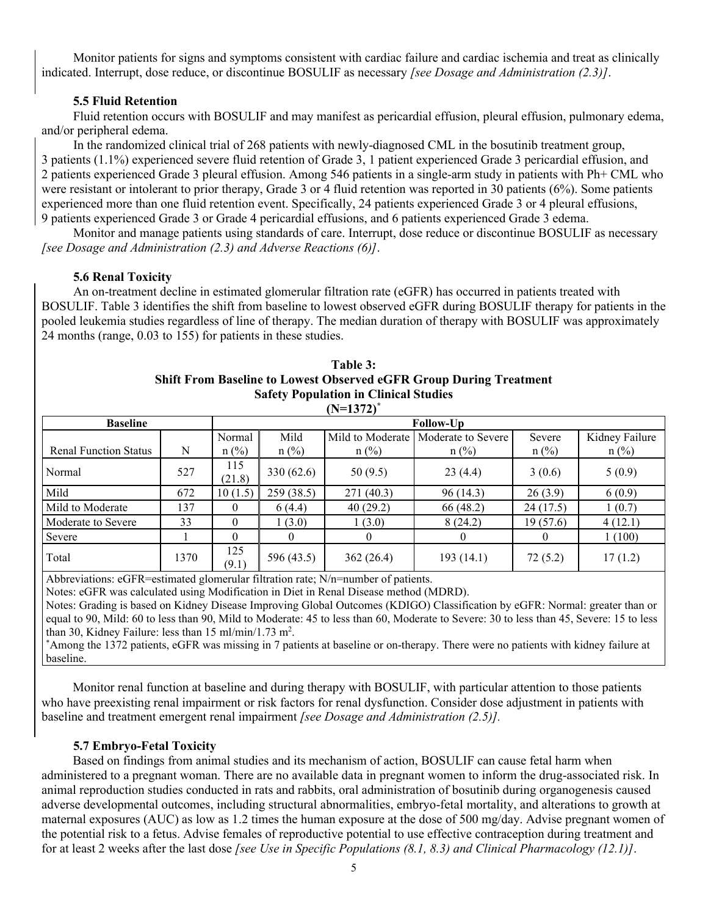Monitor patients for signs and symptoms consistent with cardiac failure and cardiac ischemia and treat as clinically indicated. Interrupt, dose reduce, or discontinue BOSULIF as necessary *[see Dosage and Administration (2.3)]*.

### 5.5 Fluid Retention

Fluid retention occurs with BOSULIF and may manifest as pericardial effusion, pleural effusion, pulmonary edema, and/or peripheral edema.

In the randomized clinical trial of 268 patients with newly-diagnosed CML in the bosutinib treatment group, 3 patients (1.1%) experienced severe fluid retention of Grade 3, 1 patient experienced Grade 3 pericardial effusion, and 2 patients experienced Grade 3 pleural effusion. Among 546 patients in a single-arm study in patients with Ph+ CML who were resistant or intolerant to prior therapy, Grade 3 or 4 fluid retention was reported in 30 patients (6%). Some patients experienced more than one fluid retention event. Specifically, 24 patients experienced Grade 3 or 4 pleural effusions, 9 patients experienced Grade 3 or Grade 4 pericardial effusions, and 6 patients experienced Grade 3 edema.

Monitor and manage patients using standards of care. Interrupt, dose reduce or discontinue BOSULIF as necessary *[see Dosage and Administration (2.3) and Adverse Reactions (6)]*.

### 5.6 Renal Toxicity

An on-treatment decline in estimated glomerular filtration rate (eGFR) has occurred in patients treated with BOSULIF. Table 3 identifies the shift from baseline to lowest observed eGFR during BOSULIF therapy for patients in the pooled leukemia studies regardless of line of therapy. The median duration of therapy with BOSULIF was approximately 24 months (range, 0.03 to 155) for patients in these studies.

**Table 3:**
**Shift From Baseline to Lowest Observed eGFR Group During Treatment**
**Safety Population in Clinical Studies**
**(N=1372)***

| Baseline | | Follow-Up | | | | | |
|---|---|---|---|---|---|---|---|
| Renal Function Status | N | Normal n (%) | Mild n (%) | Mild to Moderate n (%) | Moderate to Severe n (%) | Severe n (%) | Kidney Failure n (%) |
| Normal | 527 | 115 (21.8) | 330 (62.6) | 50 (9.5) | 23 (4.4) | 3 (0.6) | 5 (0.9) |
| Mild | 672 | 10 (1.5) | 259 (38.5) | 271 (40.3) | 96 (14.3) | 26 (3.9) | 6 (0.9) |
| Mild to Moderate | 137 | 0 | 6 (4.4) | 40 (29.2) | 66 (48.2) | 24 (17.5) | 1 (0.7) |
| Moderate to Severe | 33 | 0 | 1 (3.0) | 1 (3.0) | 8 (24.2) | 19 (57.6) | 4 (12.1) |
| Severe | 1 | 0 | 0 | 0 | 0 | 0 | 1 (100) |
| Total | 1370 | 125 (9.1) | 596 (43.5) | 362 (26.4) | 193 (14.1) | 72 (5.2) | 17 (1.2) |

Abbreviations: eGFR=estimated glomerular filtration rate; N/n=number of patients.
Notes: eGFR was calculated using Modification in Diet in Renal Disease method (MDRD).
Notes: Grading is based on Kidney Disease Improving Global Outcomes (KDIGO) Classification by eGFR: Normal: greater than or equal to 90, Mild: 60 to less than 90, Mild to Moderate: 45 to less than 60, Moderate to Severe: 30 to less than 45, Severe: 15 to less than 30, Kidney Failure: less than 15 ml/min/1.73 $m^2$.
*Among the 1372 patients, eGFR was missing in 7 patients at baseline or on-therapy. There were no patients with kidney failure at baseline.

Monitor renal function at baseline and during therapy with BOSULIF, with particular attention to those patients who have preexisting renal impairment or risk factors for renal dysfunction. Consider dose adjustment in patients with baseline and treatment emergent renal impairment *[see Dosage and Administration (2.5)].*

### 5.7 Embryo-Fetal Toxicity

Based on findings from animal studies and its mechanism of action, BOSULIF can cause fetal harm when administered to a pregnant woman. There are no available data in pregnant women to inform the drug-associated risk. In animal reproduction studies conducted in rats and rabbits, oral administration of bosutinib during organogenesis caused adverse developmental outcomes, including structural abnormalities, embryo-fetal mortality, and alterations to growth at maternal exposures (AUC) as low as 1.2 times the human exposure at the dose of 500 mg/day. Advise pregnant women of the potential risk to a fetus. Advise females of reproductive potential to use effective contraception during treatment and for at least 2 weeks after the last dose *[see Use in Specific Populations (8.1, 8.3) and Clinical Pharmacology (12.1)]*.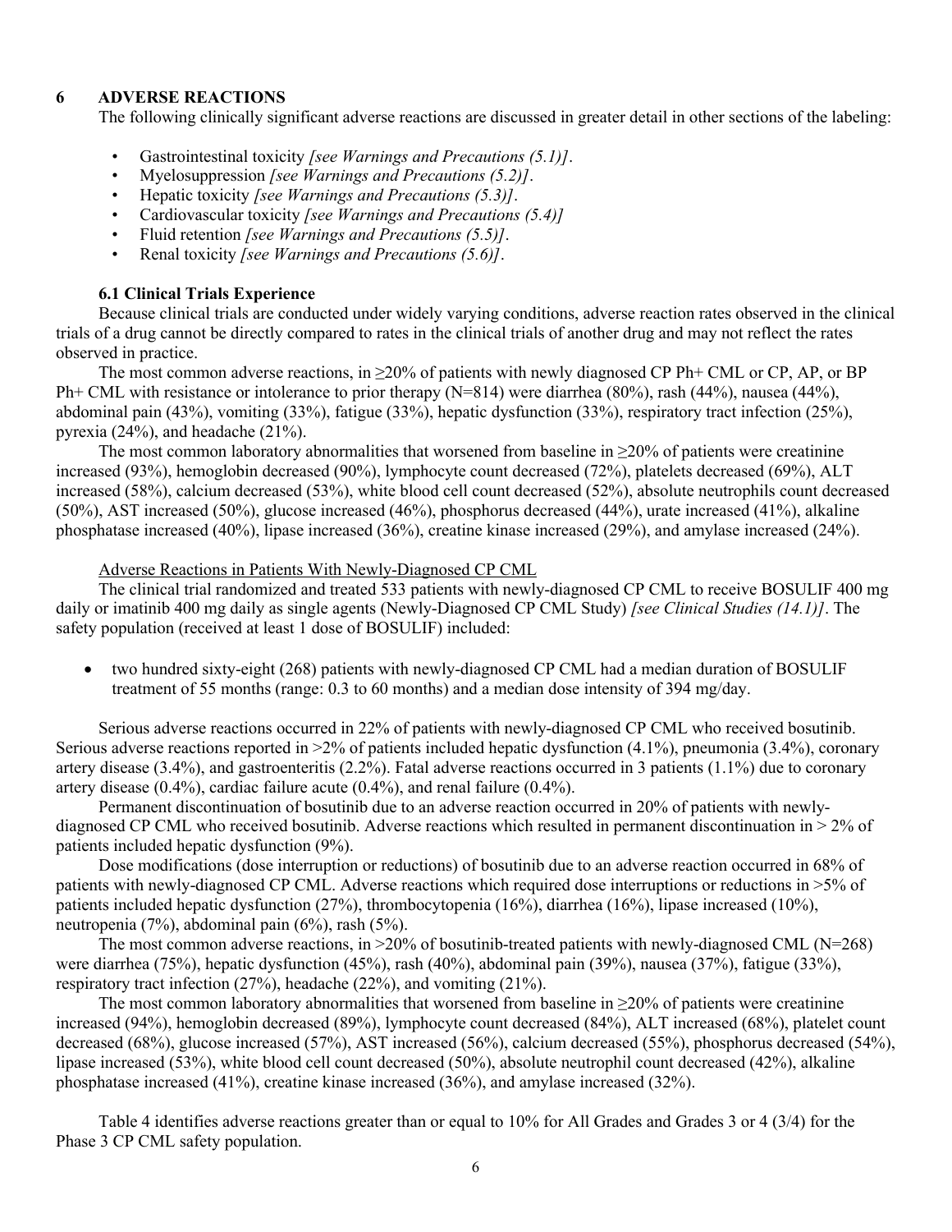## 6 ADVERSE REACTIONS

The following clinically significant adverse reactions are discussed in greater detail in other sections of the labeling:

- Gastrointestinal toxicity *[see Warnings and Precautions (5.1)]*.
- Myelosuppression *[see Warnings and Precautions (5.2)]*.
- Hepatic toxicity *[see Warnings and Precautions (5.3)]*.
- Cardiovascular toxicity *[see Warnings and Precautions (5.4)]*
- Fluid retention *[see Warnings and Precautions (5.5)]*.
- Renal toxicity *[see Warnings and Precautions (5.6)]*.

### 6.1 Clinical Trials Experience

Because clinical trials are conducted under widely varying conditions, adverse reaction rates observed in the clinical trials of a drug cannot be directly compared to rates in the clinical trials of another drug and may not reflect the rates observed in practice.

The most common adverse reactions, in ≥20% of patients with newly diagnosed CP Ph+ CML or CP, AP, or BP Ph+ CML with resistance or intolerance to prior therapy (N=814) were diarrhea (80%), rash (44%), nausea (44%), abdominal pain (43%), vomiting (33%), fatigue (33%), hepatic dysfunction (33%), respiratory tract infection (25%), pyrexia (24%), and headache (21%).

The most common laboratory abnormalities that worsened from baseline in ≥20% of patients were creatinine increased (93%), hemoglobin decreased (90%), lymphocyte count decreased (72%), platelets decreased (69%), ALT increased (58%), calcium decreased (53%), white blood cell count decreased (52%), absolute neutrophils count decreased (50%), AST increased (50%), glucose increased (46%), phosphorus decreased (44%), urate increased (41%), alkaline phosphatase increased (40%), lipase increased (36%), creatine kinase increased (29%), and amylase increased (24%).

Adverse Reactions in Patients With Newly-Diagnosed CP CML

The clinical trial randomized and treated 533 patients with newly-diagnosed CP CML to receive BOSULIF 400 mg daily or imatinib 400 mg daily as single agents (Newly-Diagnosed CP CML Study) *[see Clinical Studies (14.1)]*. The safety population (received at least 1 dose of BOSULIF) included:

- two hundred sixty-eight (268) patients with newly-diagnosed CP CML had a median duration of BOSULIF treatment of 55 months (range: 0.3 to 60 months) and a median dose intensity of 394 mg/day.

Serious adverse reactions occurred in 22% of patients with newly-diagnosed CP CML who received bosutinib. Serious adverse reactions reported in >2% of patients included hepatic dysfunction (4.1%), pneumonia (3.4%), coronary artery disease (3.4%), and gastroenteritis (2.2%). Fatal adverse reactions occurred in 3 patients (1.1%) due to coronary artery disease (0.4%), cardiac failure acute (0.4%), and renal failure (0.4%).

Permanent discontinuation of bosutinib due to an adverse reaction occurred in 20% of patients with newly-diagnosed CP CML who received bosutinib. Adverse reactions which resulted in permanent discontinuation in > 2% of patients included hepatic dysfunction (9%).

Dose modifications (dose interruption or reductions) of bosutinib due to an adverse reaction occurred in 68% of patients with newly-diagnosed CP CML. Adverse reactions which required dose interruptions or reductions in >5% of patients included hepatic dysfunction (27%), thrombocytopenia (16%), diarrhea (16%), lipase increased (10%), neutropenia (7%), abdominal pain (6%), rash (5%).

The most common adverse reactions, in >20% of bosutinib-treated patients with newly-diagnosed CML (N=268) were diarrhea (75%), hepatic dysfunction (45%), rash (40%), abdominal pain (39%), nausea (37%), fatigue (33%), respiratory tract infection (27%), headache (22%), and vomiting (21%).

The most common laboratory abnormalities that worsened from baseline in ≥20% of patients were creatinine increased (94%), hemoglobin decreased (89%), lymphocyte count decreased (84%), ALT increased (68%), platelet count decreased (68%), glucose increased (57%), AST increased (56%), calcium decreased (55%), phosphorus decreased (54%), lipase increased (53%), white blood cell count decreased (50%), absolute neutrophil count decreased (42%), alkaline phosphatase increased (41%), creatine kinase increased (36%), and amylase increased (32%).

Table 4 identifies adverse reactions greater than or equal to 10% for All Grades and Grades 3 or 4 (3/4) for the Phase 3 CP CML safety population.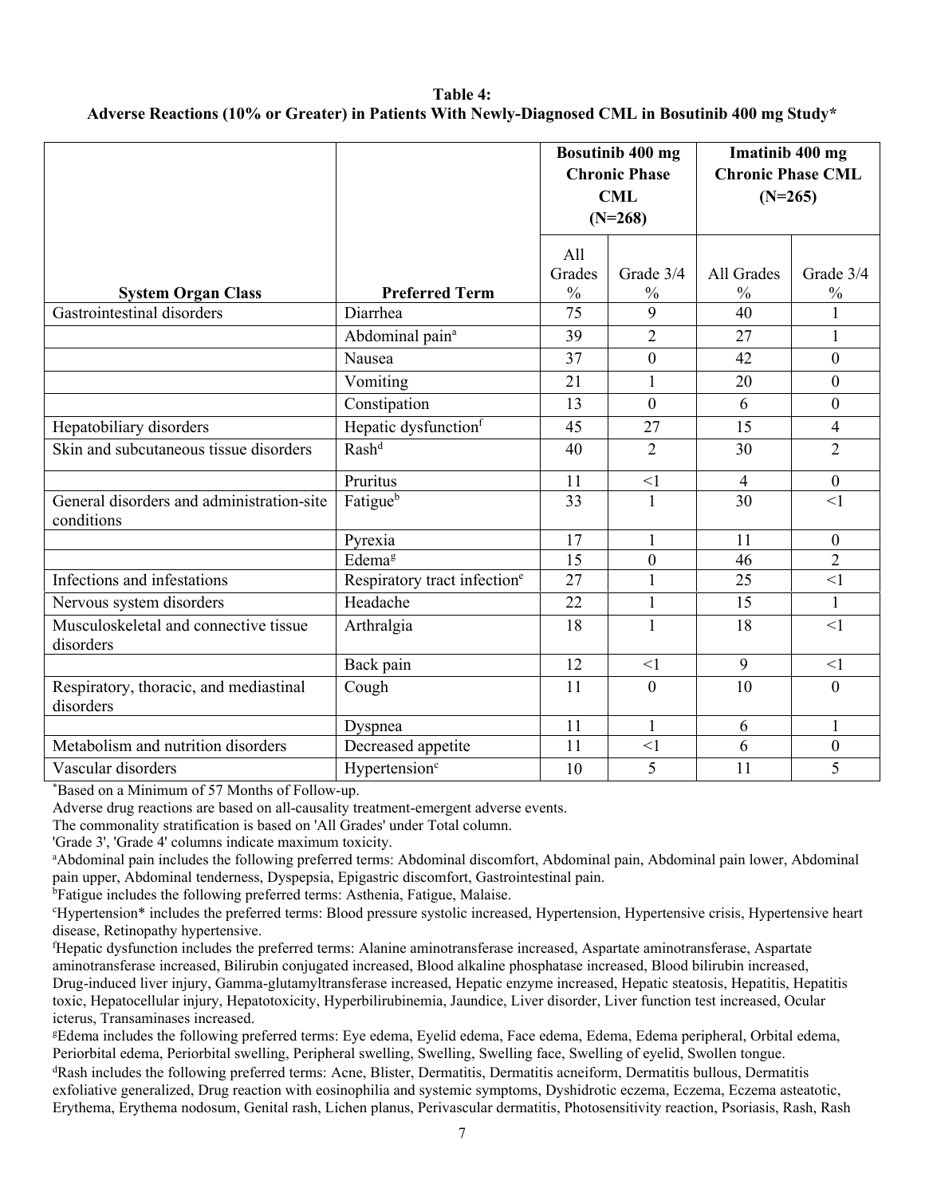**Table 4: Adverse Reactions (10% or Greater) in Patients With Newly-Diagnosed CML in Bosutinib 400 mg Study***

| System Organ Class | Preferred Term | Bosutinib 400 mg Chronic Phase CML (N=268) | | Imatinib 400 mg Chronic Phase CML (N=265) | |
|---|---|---|---|---|---|
| | | All Grades % | Grade 3/4 % | All Grades % | Grade 3/4 % |
| Gastrointestinal disorders | Diarrhea | 75 | 9 | 40 | 1 |
| | Abdominal pain[a] | 39 | 2 | 27 | 1 |
| | Nausea | 37 | 0 | 42 | 0 |
| | Vomiting | 21 | 1 | 20 | 0 |
| | Constipation | 13 | 0 | 6 | 0 |
| Hepatobiliary disorders | Hepatic dysfunction[f] | 45 | 27 | 15 | 4 |
| Skin and subcutaneous tissue disorders | Rash[d] | 40 | 2 | 30 | 2 |
| | Pruritus | 11 | <1 | 4 | 0 |
| General disorders and administration-site conditions | Fatigue[b] | 33 | 1 | 30 | <1 |
| | Pyrexia | 17 | 1 | 11 | 0 |
| | Edema[g] | 15 | 0 | 46 | 2 |
| Infections and infestations | Respiratory tract infection[e] | 27 | 1 | 25 | <1 |
| Nervous system disorders | Headache | 22 | 1 | 15 | 1 |
| Musculoskeletal and connective tissue disorders | Arthralgia | 18 | 1 | 18 | <1 |
| | Back pain | 12 | <1 | 9 | <1 |
| Respiratory, thoracic, and mediastinal disorders | Cough | 11 | 0 | 10 | 0 |
| | Dyspnea | 11 | 1 | 6 | 1 |
| Metabolism and nutrition disorders | Decreased appetite | 11 | <1 | 6 | 0 |
| Vascular disorders | Hypertension[c] | 10 | 5 | 11 | 5 |

*Based on a Minimum of 57 Months of Follow-up.

Adverse drug reactions are based on all-causality treatment-emergent adverse events.

The commonality stratification is based on 'All Grades' under Total column.

'Grade 3', 'Grade 4' columns indicate maximum toxicity.

[a]Abdominal pain includes the following preferred terms: Abdominal discomfort, Abdominal pain, Abdominal pain lower, Abdominal pain upper, Abdominal tenderness, Dyspepsia, Epigastric discomfort, Gastrointestinal pain.

[b]Fatigue includes the following preferred terms: Asthenia, Fatigue, Malaise.

[c]Hypertension* includes the preferred terms: Blood pressure systolic increased, Hypertension, Hypertensive crisis, Hypertensive heart disease, Retinopathy hypertensive.

[f]Hepatic dysfunction includes the preferred terms: Alanine aminotransferase increased, Aspartate aminotransferase, Aspartate aminotransferase increased, Bilirubin conjugated increased, Blood alkaline phosphatase increased, Blood bilirubin increased, Drug-induced liver injury, Gamma-glutamyltransferase increased, Hepatic enzyme increased, Hepatic steatosis, Hepatitis, Hepatitis toxic, Hepatocellular injury, Hepatotoxicity, Hyperbilirubinemia, Jaundice, Liver disorder, Liver function test increased, Ocular icterus, Transaminases increased.

[g]Edema includes the following preferred terms: Eye edema, Eyelid edema, Face edema, Edema, Edema peripheral, Orbital edema, Periorbital edema, Periorbital swelling, Peripheral swelling, Swelling, Swelling face, Swelling of eyelid, Swollen tongue.

[d]Rash includes the following preferred terms: Acne, Blister, Dermatitis, Dermatitis acneiform, Dermatitis bullous, Dermatitis exfoliative generalized, Drug reaction with eosinophilia and systemic symptoms, Dyshidrotic eczema, Eczema, Eczema asteatotic, Erythema, Erythema nodosum, Genital rash, Lichen planus, Perivascular dermatitis, Photosensitivity reaction, Psoriasis, Rash, Rash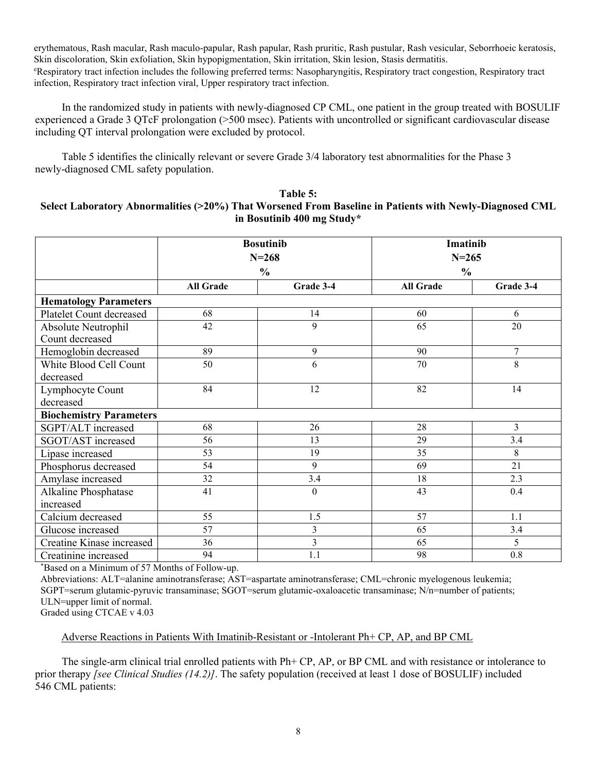erythematous, Rash macular, Rash maculo-papular, Rash papular, Rash pruritic, Rash pustular, Rash vesicular, Seborrhoeic keratosis, Skin discoloration, Skin exfoliation, Skin hypopigmentation, Skin irritation, Skin lesion, Stasis dermatitis.

[e]Respiratory tract infection includes the following preferred terms: Nasopharyngitis, Respiratory tract congestion, Respiratory tract infection, Respiratory tract infection viral, Upper respiratory tract infection.

In the randomized study in patients with newly-diagnosed CP CML, one patient in the group treated with BOSULIF experienced a Grade 3 QTcF prolongation (>500 msec). Patients with uncontrolled or significant cardiovascular disease including QT interval prolongation were excluded by protocol.

Table 5 identifies the clinically relevant or severe Grade 3/4 laboratory test abnormalities for the Phase 3 newly-diagnosed CML safety population.

**Table 5:**
**Select Laboratory Abnormalities (>20%) That Worsened From Baseline in Patients with Newly-Diagnosed CML in Bosutinib 400 mg Study***

| | Bosutinib N=268 % | | Imatinib N=265 % | |
|---|---|---|---|---|
| | **All Grade** | **Grade 3-4** | **All Grade** | **Grade 3-4** |
| **Hematology Parameters** | | | | |
| Platelet Count decreased | 68 | 14 | 60 | 6 |
| Absolute Neutrophil Count decreased | 42 | 9 | 65 | 20 |
| Hemoglobin decreased | 89 | 9 | 90 | 7 |
| White Blood Cell Count decreased | 50 | 6 | 70 | 8 |
| Lymphocyte Count decreased | 84 | 12 | 82 | 14 |
| **Biochemistry Parameters** | | | | |
| SGPT/ALT increased | 68 | 26 | 28 | 3 |
| SGOT/AST increased | 56 | 13 | 29 | 3.4 |
| Lipase increased | 53 | 19 | 35 | 8 |
| Phosphorus decreased | 54 | 9 | 69 | 21 |
| Amylase increased | 32 | 3.4 | 18 | 2.3 |
| Alkaline Phosphatase increased | 41 | 0 | 43 | 0.4 |
| Calcium decreased | 55 | 1.5 | 57 | 1.1 |
| Glucose increased | 57 | 3 | 65 | 3.4 |
| Creatine Kinase increased | 36 | 3 | 65 | 5 |
| Creatinine increased | 94 | 1.1 | 98 | 0.8 |

*Based on a Minimum of 57 Months of Follow-up.

Abbreviations: ALT=alanine aminotransferase; AST=aspartate aminotransferase; CML=chronic myelogenous leukemia; SGPT=serum glutamic-pyruvic transaminase; SGOT=serum glutamic-oxaloacetic transaminase; N/n=number of patients; ULN=upper limit of normal.

Graded using CTCAE v 4.03

Adverse Reactions in Patients With Imatinib-Resistant or -Intolerant Ph+ CP, AP, and BP CML

The single-arm clinical trial enrolled patients with Ph+ CP, AP, or BP CML and with resistance or intolerance to prior therapy *[see Clinical Studies (14.2)]*. The safety population (received at least 1 dose of BOSULIF) included 546 CML patients: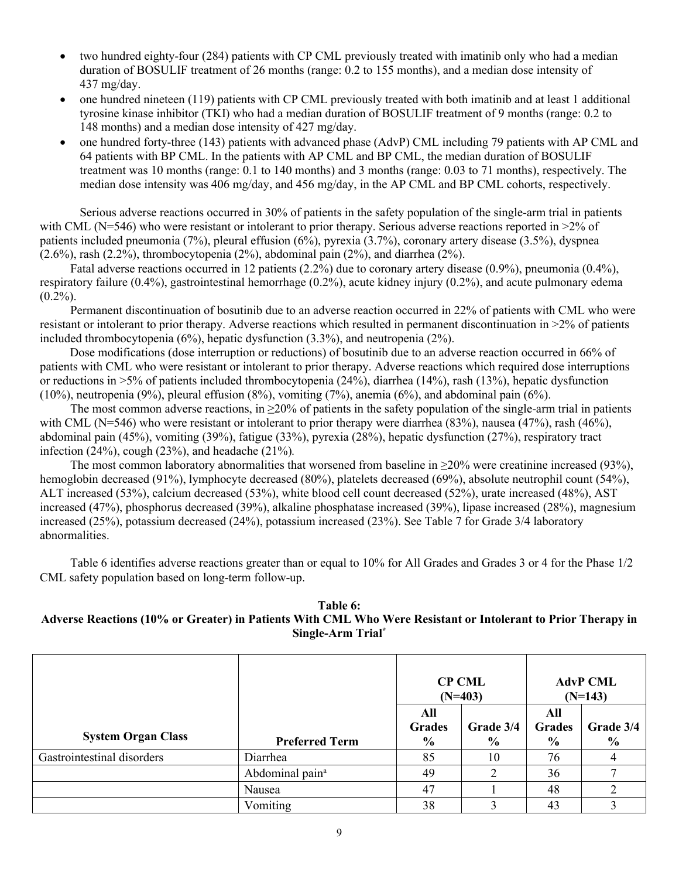- two hundred eighty-four (284) patients with CP CML previously treated with imatinib only who had a median duration of BOSULIF treatment of 26 months (range: 0.2 to 155 months), and a median dose intensity of 437 mg/day.
- one hundred nineteen (119) patients with CP CML previously treated with both imatinib and at least 1 additional tyrosine kinase inhibitor (TKI) who had a median duration of BOSULIF treatment of 9 months (range: 0.2 to 148 months) and a median dose intensity of 427 mg/day.
- one hundred forty-three (143) patients with advanced phase (AdvP) CML including 79 patients with AP CML and 64 patients with BP CML. In the patients with AP CML and BP CML, the median duration of BOSULIF treatment was 10 months (range: 0.1 to 140 months) and 3 months (range: 0.03 to 71 months), respectively. The median dose intensity was 406 mg/day, and 456 mg/day, in the AP CML and BP CML cohorts, respectively.

Serious adverse reactions occurred in 30% of patients in the safety population of the single-arm trial in patients with CML (N=546) who were resistant or intolerant to prior therapy. Serious adverse reactions reported in >2% of patients included pneumonia (7%), pleural effusion (6%), pyrexia (3.7%), coronary artery disease (3.5%), dyspnea (2.6%), rash (2.2%), thrombocytopenia (2%), abdominal pain (2%), and diarrhea (2%).

Fatal adverse reactions occurred in 12 patients (2.2%) due to coronary artery disease (0.9%), pneumonia (0.4%), respiratory failure (0.4%), gastrointestinal hemorrhage (0.2%), acute kidney injury (0.2%), and acute pulmonary edema (0.2%).

Permanent discontinuation of bosutinib due to an adverse reaction occurred in 22% of patients with CML who were resistant or intolerant to prior therapy. Adverse reactions which resulted in permanent discontinuation in >2% of patients included thrombocytopenia (6%), hepatic dysfunction (3.3%), and neutropenia (2%).

Dose modifications (dose interruption or reductions) of bosutinib due to an adverse reaction occurred in 66% of patients with CML who were resistant or intolerant to prior therapy. Adverse reactions which required dose interruptions or reductions in >5% of patients included thrombocytopenia (24%), diarrhea (14%), rash (13%), hepatic dysfunction (10%), neutropenia (9%), pleural effusion (8%), vomiting (7%), anemia (6%), and abdominal pain (6%).

The most common adverse reactions, in ≥20% of patients in the safety population of the single-arm trial in patients with CML (N=546) who were resistant or intolerant to prior therapy were diarrhea (83%), nausea (47%), rash (46%), abdominal pain (45%), vomiting (39%), fatigue (33%), pyrexia (28%), hepatic dysfunction (27%), respiratory tract infection (24%), cough (23%), and headache (21%).

The most common laboratory abnormalities that worsened from baseline in ≥20% were creatinine increased (93%), hemoglobin decreased (91%), lymphocyte decreased (80%), platelets decreased (69%), absolute neutrophil count (54%), ALT increased (53%), calcium decreased (53%), white blood cell count decreased (52%), urate increased (48%), AST increased (47%), phosphorus decreased (39%), alkaline phosphatase increased (39%), lipase increased (28%), magnesium increased (25%), potassium decreased (24%), potassium increased (23%). See Table 7 for Grade 3/4 laboratory abnormalities.

Table 6 identifies adverse reactions greater than or equal to 10% for All Grades and Grades 3 or 4 for the Phase 1/2 CML safety population based on long-term follow-up.

**Table 6:**
**Adverse Reactions (10% or Greater) in Patients With CML Who Were Resistant or Intolerant to Prior Therapy in Single-Arm Trial***

| | | CP CML (N=403) | | AdvP CML (N=143) | |
|---|---|---|---|---|---|
| **System Organ Class** | **Preferred Term** | **All Grades %** | **Grade 3/4 %** | **All Grades %** | **Grade 3/4 %** |
| Gastrointestinal disorders | Diarrhea | 85 | 10 | 76 | 4 |
| | Abdominal pain[a] | 49 | 2 | 36 | 7 |
| | Nausea | 47 | 1 | 48 | 2 |
| | Vomiting | 38 | 3 | 43 | 3 |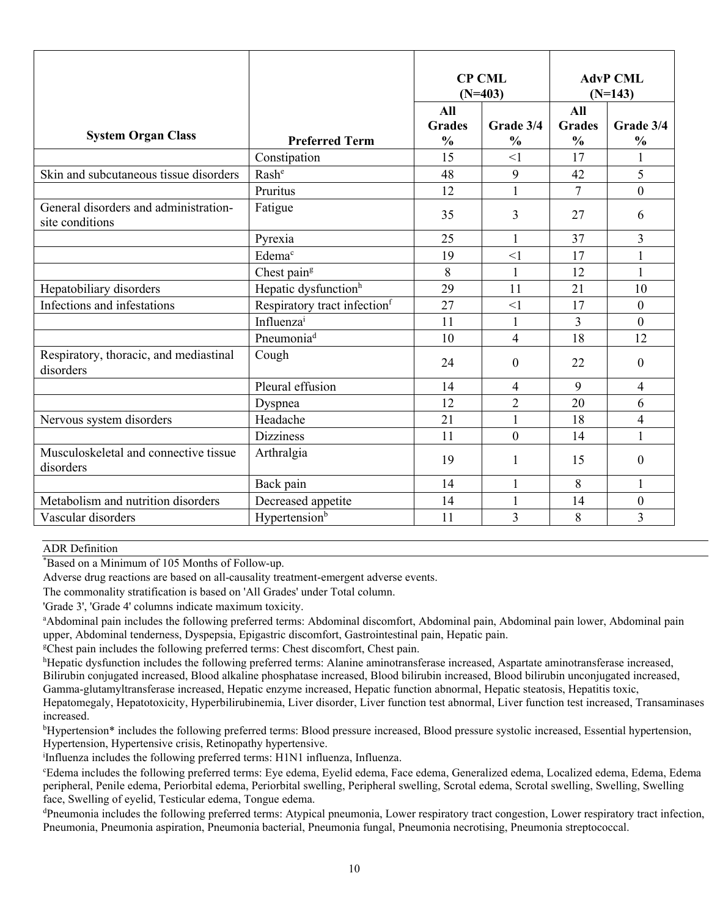| System Organ Class | Preferred Term | CP CML (N=403) | | AdvP CML (N=143) | |
|---|---|---|---|---|---|
| | | All Grades % | Grade 3/4 % | All Grades % | Grade 3/4 % |
| | Constipation | 15 | <1 | 17 | 1 |
| Skin and subcutaneous tissue disorders | Rash[e] | 48 | 9 | 42 | 5 |
| | Pruritus | 12 | 1 | 7 | 0 |
| General disorders and administration-site conditions | Fatigue | 35 | 3 | 27 | 6 |
| | Pyrexia | 25 | 1 | 37 | 3 |
| | Edema[c] | 19 | <1 | 17 | 1 |
| | Chest pain[g] | 8 | 1 | 12 | 1 |
| Hepatobiliary disorders | Hepatic dysfunction[h] | 29 | 11 | 21 | 10 |
| Infections and infestations | Respiratory tract infection[f] | 27 | <1 | 17 | 0 |
| | Influenza[i] | 11 | 1 | 3 | 0 |
| | Pneumonia[d] | 10 | 4 | 18 | 12 |
| Respiratory, thoracic, and mediastinal disorders | Cough | 24 | 0 | 22 | 0 |
| | Pleural effusion | 14 | 4 | 9 | 4 |
| | Dyspnea | 12 | 2 | 20 | 6 |
| Nervous system disorders | Headache | 21 | 1 | 18 | 4 |
| | Dizziness | 11 | 0 | 14 | 1 |
| Musculoskeletal and connective tissue disorders | Arthralgia | 19 | 1 | 15 | 0 |
| | Back pain | 14 | 1 | 8 | 1 |
| Metabolism and nutrition disorders | Decreased appetite | 14 | 1 | 14 | 0 |
| Vascular disorders | Hypertension[b] | 11 | 3 | 8 | 3 |

ADR Definition

*Based on a Minimum of 105 Months of Follow-up.

Adverse drug reactions are based on all-causality treatment-emergent adverse events.

The commonality stratification is based on 'All Grades' under Total column.

'Grade 3', 'Grade 4' columns indicate maximum toxicity.

[a]Abdominal pain includes the following preferred terms: Abdominal discomfort, Abdominal pain, Abdominal pain lower, Abdominal pain upper, Abdominal tenderness, Dyspepsia, Epigastric discomfort, Gastrointestinal pain, Hepatic pain.

[g]Chest pain includes the following preferred terms: Chest discomfort, Chest pain.

[h]Hepatic dysfunction includes the following preferred terms: Alanine aminotransferase increased, Aspartate aminotransferase increased, Bilirubin conjugated increased, Blood alkaline phosphatase increased, Blood bilirubin increased, Blood bilirubin unconjugated increased, Gamma-glutamyltransferase increased, Hepatic enzyme increased, Hepatic function abnormal, Hepatic steatosis, Hepatitis toxic, Hepatomegaly, Hepatotoxicity, Hyperbilirubinemia, Liver disorder, Liver function test abnormal, Liver function test increased, Transaminases increased.

[b]Hypertension* includes the following preferred terms: Blood pressure increased, Blood pressure systolic increased, Essential hypertension, Hypertension, Hypertensive crisis, Retinopathy hypertensive.

[i]Influenza includes the following preferred terms: H1N1 influenza, Influenza.

[c]Edema includes the following preferred terms: Eye edema, Eyelid edema, Face edema, Generalized edema, Localized edema, Edema, Edema peripheral, Penile edema, Periorbital edema, Periorbital swelling, Peripheral swelling, Scrotal edema, Scrotal swelling, Swelling, Swelling face, Swelling of eyelid, Testicular edema, Tongue edema.

[d]Pneumonia includes the following preferred terms: Atypical pneumonia, Lower respiratory tract congestion, Lower respiratory tract infection, Pneumonia, Pneumonia aspiration, Pneumonia bacterial, Pneumonia fungal, Pneumonia necrotising, Pneumonia streptococcal.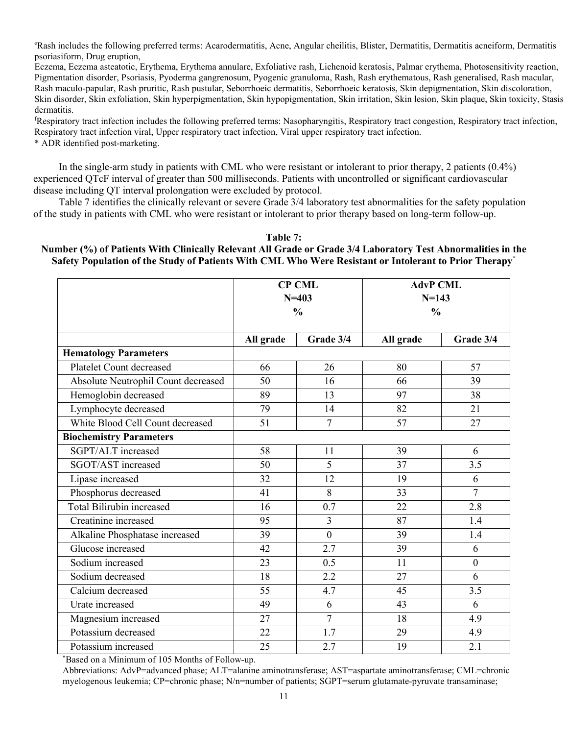[e]Rash includes the following preferred terms: Acarodermatitis, Acne, Angular cheilitis, Blister, Dermatitis, Dermatitis acneiform, Dermatitis psoriasiform, Drug eruption,
Eczema, Eczema asteatotic, Erythema, Erythema annulare, Exfoliative rash, Lichenoid keratosis, Palmar erythema, Photosensitivity reaction, Pigmentation disorder, Psoriasis, Pyoderma gangrenosum, Pyogenic granuloma, Rash, Rash erythematous, Rash generalised, Rash macular, Rash maculo-papular, Rash pruritic, Rash pustular, Seborrhoeic dermatitis, Seborrhoeic keratosis, Skin depigmentation, Skin discoloration, Skin disorder, Skin exfoliation, Skin hyperpigmentation, Skin hypopigmentation, Skin irritation, Skin lesion, Skin plaque, Skin toxicity, Stasis dermatitis.
[f]Respiratory tract infection includes the following preferred terms: Nasopharyngitis, Respiratory tract congestion, Respiratory tract infection, Respiratory tract infection viral, Upper respiratory tract infection, Viral upper respiratory tract infection.
* ADR identified post-marketing.

In the single-arm study in patients with CML who were resistant or intolerant to prior therapy, 2 patients (0.4%) experienced QTcF interval of greater than 500 milliseconds. Patients with uncontrolled or significant cardiovascular disease including QT interval prolongation were excluded by protocol.

Table 7 identifies the clinically relevant or severe Grade 3/4 laboratory test abnormalities for the safety population of the study in patients with CML who were resistant or intolerant to prior therapy based on long-term follow-up.

**Table 7: Number (%) of Patients With Clinically Relevant All Grade or Grade 3/4 Laboratory Test Abnormalities in the Safety Population of the Study of Patients With CML Who Were Resistant or Intolerant to Prior Therapy***

| | CP CML N=403 % | | AdvP CML N=143 % | |
|---|---|---|---|---|
| | All grade | Grade 3/4 | All grade | Grade 3/4 |
| **Hematology Parameters** | | | | |
| Platelet Count decreased | 66 | 26 | 80 | 57 |
| Absolute Neutrophil Count decreased | 50 | 16 | 66 | 39 |
| Hemoglobin decreased | 89 | 13 | 97 | 38 |
| Lymphocyte decreased | 79 | 14 | 82 | 21 |
| White Blood Cell Count decreased | 51 | 7 | 57 | 27 |
| **Biochemistry Parameters** | | | | |
| SGPT/ALT increased | 58 | 11 | 39 | 6 |
| SGOT/AST increased | 50 | 5 | 37 | 3.5 |
| Lipase increased | 32 | 12 | 19 | 6 |
| Phosphorus decreased | 41 | 8 | 33 | 7 |
| Total Bilirubin increased | 16 | 0.7 | 22 | 2.8 |
| Creatinine increased | 95 | 3 | 87 | 1.4 |
| Alkaline Phosphatase increased | 39 | 0 | 39 | 1.4 |
| Glucose increased | 42 | 2.7 | 39 | 6 |
| Sodium increased | 23 | 0.5 | 11 | 0 |
| Sodium decreased | 18 | 2.2 | 27 | 6 |
| Calcium decreased | 55 | 4.7 | 45 | 3.5 |
| Urate increased | 49 | 6 | 43 | 6 |
| Magnesium increased | 27 | 7 | 18 | 4.9 |
| Potassium decreased | 22 | 1.7 | 29 | 4.9 |
| Potassium increased | 25 | 2.7 | 19 | 2.1 |

*Based on a Minimum of 105 Months of Follow-up.
Abbreviations: AdvP=advanced phase; ALT=alanine aminotransferase; AST=aspartate aminotransferase; CML=chronic myelogenous leukemia; CP=chronic phase; N/n=number of patients; SGPT=serum glutamate-pyruvate transaminase;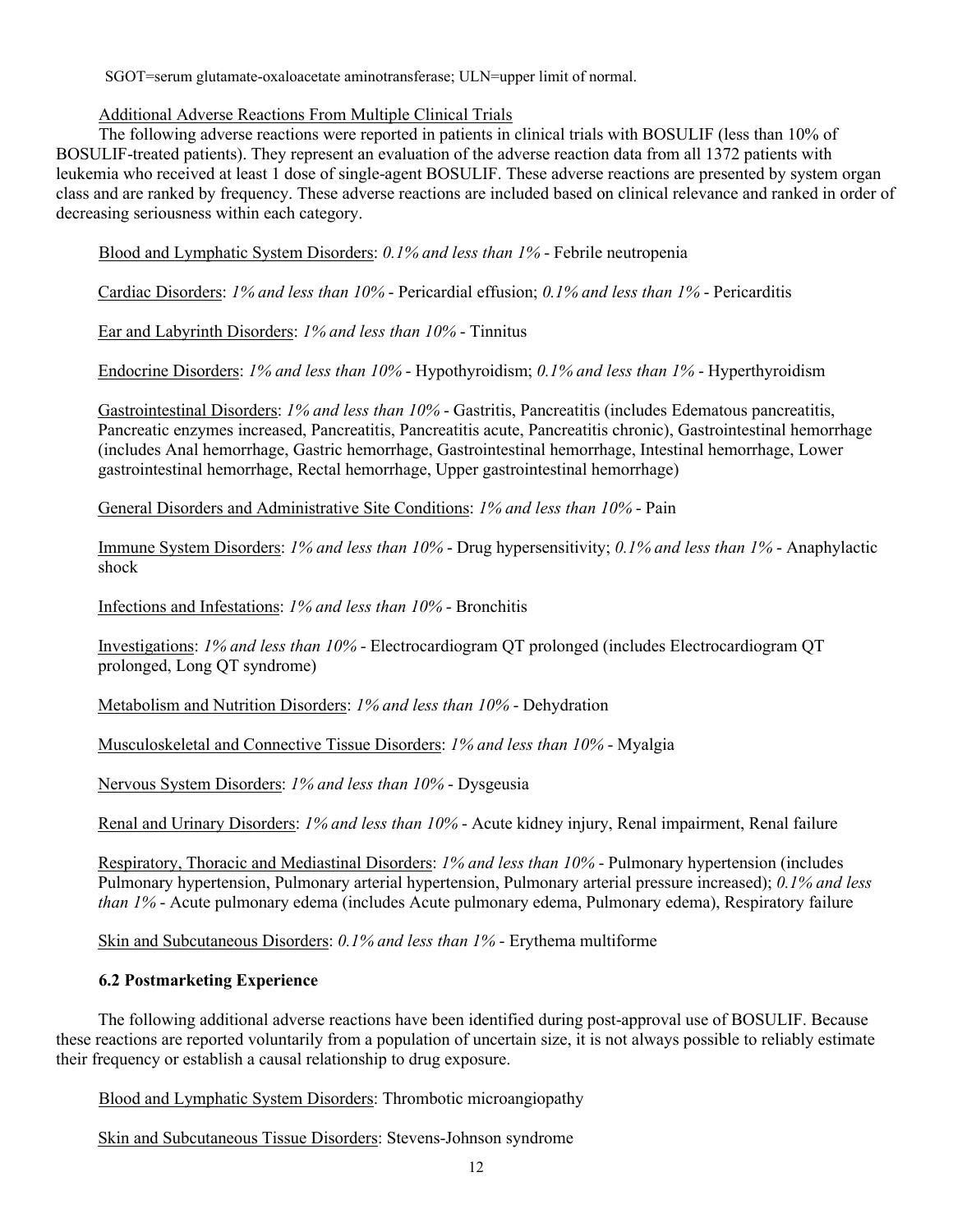SGOT=serum glutamate-oxaloacetate aminotransferase; ULN=upper limit of normal.

Additional Adverse Reactions From Multiple Clinical Trials

The following adverse reactions were reported in patients in clinical trials with BOSULIF (less than 10% of BOSULIF-treated patients). They represent an evaluation of the adverse reaction data from all 1372 patients with leukemia who received at least 1 dose of single-agent BOSULIF. These adverse reactions are presented by system organ class and are ranked by frequency. These adverse reactions are included based on clinical relevance and ranked in order of decreasing seriousness within each category.

Blood and Lymphatic System Disorders: *0.1% and less than 1%* - Febrile neutropenia

Cardiac Disorders: *1% and less than 10%* - Pericardial effusion; *0.1% and less than 1%* - Pericarditis

Ear and Labyrinth Disorders: *1% and less than 10%* - Tinnitus

Endocrine Disorders: *1% and less than 10%* - Hypothyroidism; *0.1% and less than 1%* - Hyperthyroidism

Gastrointestinal Disorders: *1% and less than 10%* - Gastritis, Pancreatitis (includes Edematous pancreatitis, Pancreatic enzymes increased, Pancreatitis, Pancreatitis acute, Pancreatitis chronic), Gastrointestinal hemorrhage (includes Anal hemorrhage, Gastric hemorrhage, Gastrointestinal hemorrhage, Intestinal hemorrhage, Lower gastrointestinal hemorrhage, Rectal hemorrhage, Upper gastrointestinal hemorrhage)

General Disorders and Administrative Site Conditions: *1% and less than 10%* - Pain

Immune System Disorders: *1% and less than 10%* - Drug hypersensitivity; *0.1% and less than 1%* - Anaphylactic shock

Infections and Infestations: *1% and less than 10%* - Bronchitis

Investigations: *1% and less than 10%* - Electrocardiogram QT prolonged (includes Electrocardiogram QT prolonged, Long QT syndrome)

Metabolism and Nutrition Disorders: *1% and less than 10%* - Dehydration

Musculoskeletal and Connective Tissue Disorders: *1% and less than 10%* - Myalgia

Nervous System Disorders: *1% and less than 10%* - Dysgeusia

Renal and Urinary Disorders: *1% and less than 10%* - Acute kidney injury, Renal impairment, Renal failure

Respiratory, Thoracic and Mediastinal Disorders: *1% and less than 10%* - Pulmonary hypertension (includes Pulmonary hypertension, Pulmonary arterial hypertension, Pulmonary arterial pressure increased); *0.1% and less than 1%* - Acute pulmonary edema (includes Acute pulmonary edema, Pulmonary edema), Respiratory failure

Skin and Subcutaneous Disorders: *0.1% and less than 1%* - Erythema multiforme

### 6.2 Postmarketing Experience

The following additional adverse reactions have been identified during post-approval use of BOSULIF. Because these reactions are reported voluntarily from a population of uncertain size, it is not always possible to reliably estimate their frequency or establish a causal relationship to drug exposure.

Blood and Lymphatic System Disorders: Thrombotic microangiopathy

Skin and Subcutaneous Tissue Disorders: Stevens-Johnson syndrome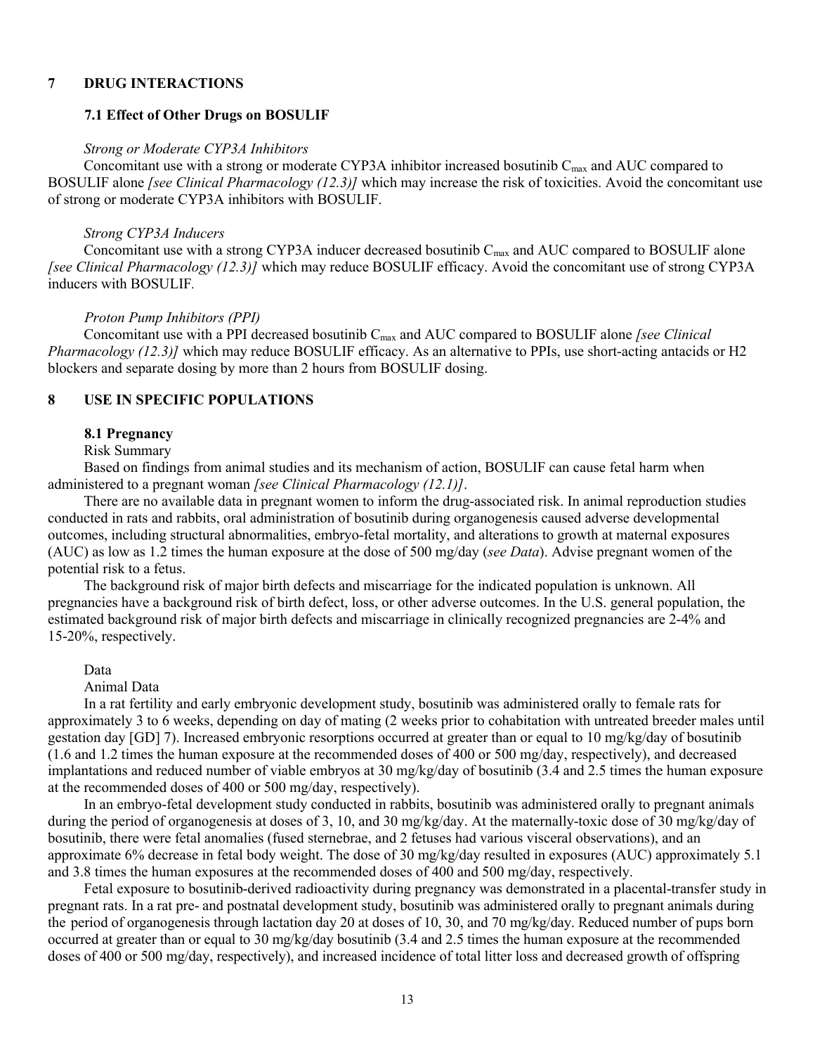## 7 DRUG INTERACTIONS

### 7.1 Effect of Other Drugs on BOSULIF

*Strong or Moderate CYP3A Inhibitors*

Concomitant use with a strong or moderate CYP3A inhibitor increased bosutinib $C_{max}$ and AUC compared to BOSULIF alone *[see Clinical Pharmacology (12.3)]* which may increase the risk of toxicities. Avoid the concomitant use of strong or moderate CYP3A inhibitors with BOSULIF.

*Strong CYP3A Inducers*

Concomitant use with a strong CYP3A inducer decreased bosutinib $C_{max}$ and AUC compared to BOSULIF alone *[see Clinical Pharmacology (12.3)]* which may reduce BOSULIF efficacy. Avoid the concomitant use of strong CYP3A inducers with BOSULIF.

*Proton Pump Inhibitors (PPI)*

Concomitant use with a PPI decreased bosutinib $C_{max}$ and AUC compared to BOSULIF alone *[see Clinical Pharmacology (12.3)]* which may reduce BOSULIF efficacy. As an alternative to PPIs, use short-acting antacids or H2 blockers and separate dosing by more than 2 hours from BOSULIF dosing.

## 8 USE IN SPECIFIC POPULATIONS

### 8.1 Pregnancy

Risk Summary

Based on findings from animal studies and its mechanism of action, BOSULIF can cause fetal harm when administered to a pregnant woman *[see Clinical Pharmacology (12.1)]*.

There are no available data in pregnant women to inform the drug-associated risk. In animal reproduction studies conducted in rats and rabbits, oral administration of bosutinib during organogenesis caused adverse developmental outcomes, including structural abnormalities, embryo-fetal mortality, and alterations to growth at maternal exposures (AUC) as low as 1.2 times the human exposure at the dose of 500 mg/day (*see Data*). Advise pregnant women of the potential risk to a fetus.

The background risk of major birth defects and miscarriage for the indicated population is unknown. All pregnancies have a background risk of birth defect, loss, or other adverse outcomes. In the U.S. general population, the estimated background risk of major birth defects and miscarriage in clinically recognized pregnancies are 2-4% and 15-20%, respectively.

Data

Animal Data

In a rat fertility and early embryonic development study, bosutinib was administered orally to female rats for approximately 3 to 6 weeks, depending on day of mating (2 weeks prior to cohabitation with untreated breeder males until gestation day [GD] 7). Increased embryonic resorptions occurred at greater than or equal to 10 mg/kg/day of bosutinib (1.6 and 1.2 times the human exposure at the recommended doses of 400 or 500 mg/day, respectively), and decreased implantations and reduced number of viable embryos at 30 mg/kg/day of bosutinib (3.4 and 2.5 times the human exposure at the recommended doses of 400 or 500 mg/day, respectively).

In an embryo-fetal development study conducted in rabbits, bosutinib was administered orally to pregnant animals during the period of organogenesis at doses of 3, 10, and 30 mg/kg/day. At the maternally-toxic dose of 30 mg/kg/day of bosutinib, there were fetal anomalies (fused sternebrae, and 2 fetuses had various visceral observations), and an approximate 6% decrease in fetal body weight. The dose of 30 mg/kg/day resulted in exposures (AUC) approximately 5.1 and 3.8 times the human exposures at the recommended doses of 400 and 500 mg/day, respectively.

Fetal exposure to bosutinib-derived radioactivity during pregnancy was demonstrated in a placental-transfer study in pregnant rats. In a rat pre- and postnatal development study, bosutinib was administered orally to pregnant animals during the period of organogenesis through lactation day 20 at doses of 10, 30, and 70 mg/kg/day. Reduced number of pups born occurred at greater than or equal to 30 mg/kg/day bosutinib (3.4 and 2.5 times the human exposure at the recommended doses of 400 or 500 mg/day, respectively), and increased incidence of total litter loss and decreased growth of offspring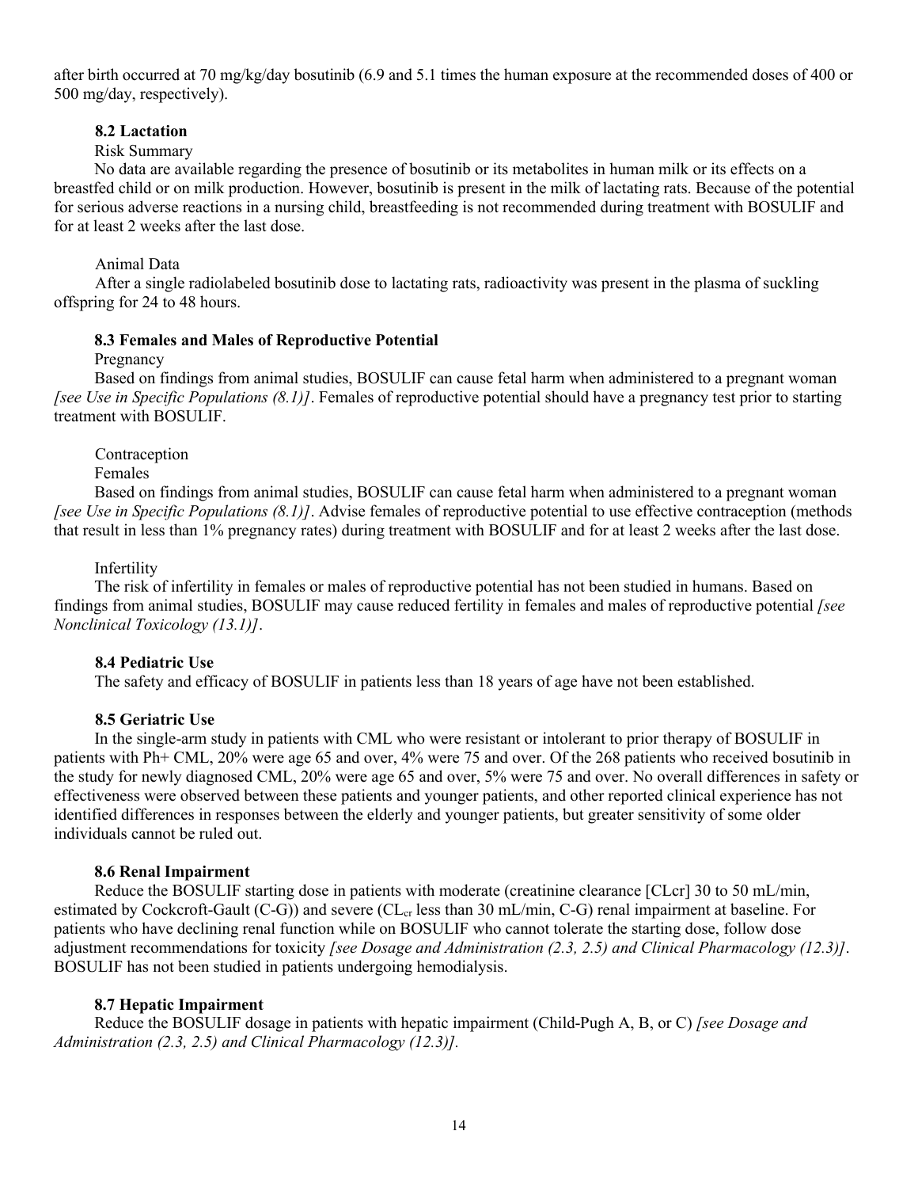after birth occurred at 70 mg/kg/day bosutinib (6.9 and 5.1 times the human exposure at the recommended doses of 400 or 500 mg/day, respectively).

### 8.2 Lactation

Risk Summary

No data are available regarding the presence of bosutinib or its metabolites in human milk or its effects on a breastfed child or on milk production. However, bosutinib is present in the milk of lactating rats. Because of the potential for serious adverse reactions in a nursing child, breastfeeding is not recommended during treatment with BOSULIF and for at least 2 weeks after the last dose.

Animal Data

After a single radiolabeled bosutinib dose to lactating rats, radioactivity was present in the plasma of suckling offspring for 24 to 48 hours.

### 8.3 Females and Males of Reproductive Potential

Pregnancy

Based on findings from animal studies, BOSULIF can cause fetal harm when administered to a pregnant woman *[see Use in Specific Populations (8.1)]*. Females of reproductive potential should have a pregnancy test prior to starting treatment with BOSULIF.

Contraception

Females

Based on findings from animal studies, BOSULIF can cause fetal harm when administered to a pregnant woman *[see Use in Specific Populations (8.1)]*. Advise females of reproductive potential to use effective contraception (methods that result in less than 1% pregnancy rates) during treatment with BOSULIF and for at least 2 weeks after the last dose.

Infertility

The risk of infertility in females or males of reproductive potential has not been studied in humans. Based on findings from animal studies, BOSULIF may cause reduced fertility in females and males of reproductive potential *[see Nonclinical Toxicology (13.1)]*.

### 8.4 Pediatric Use

The safety and efficacy of BOSULIF in patients less than 18 years of age have not been established.

### 8.5 Geriatric Use

In the single-arm study in patients with CML who were resistant or intolerant to prior therapy of BOSULIF in patients with Ph+ CML, 20% were age 65 and over, 4% were 75 and over. Of the 268 patients who received bosutinib in the study for newly diagnosed CML, 20% were age 65 and over, 5% were 75 and over. No overall differences in safety or effectiveness were observed between these patients and younger patients, and other reported clinical experience has not identified differences in responses between the elderly and younger patients, but greater sensitivity of some older individuals cannot be ruled out.

### 8.6 Renal Impairment

Reduce the BOSULIF starting dose in patients with moderate (creatinine clearance [CLcr] 30 to 50 mL/min, estimated by Cockcroft-Gault (C-G)) and severe ($CL_{cr}$ less than 30 mL/min, C-G) renal impairment at baseline. For patients who have declining renal function while on BOSULIF who cannot tolerate the starting dose, follow dose adjustment recommendations for toxicity *[see Dosage and Administration (2.3, 2.5) and Clinical Pharmacology (12.3)]*. BOSULIF has not been studied in patients undergoing hemodialysis.

### 8.7 Hepatic Impairment

Reduce the BOSULIF dosage in patients with hepatic impairment (Child-Pugh A, B, or C) *[see Dosage and Administration (2.3, 2.5) and Clinical Pharmacology (12.3)].*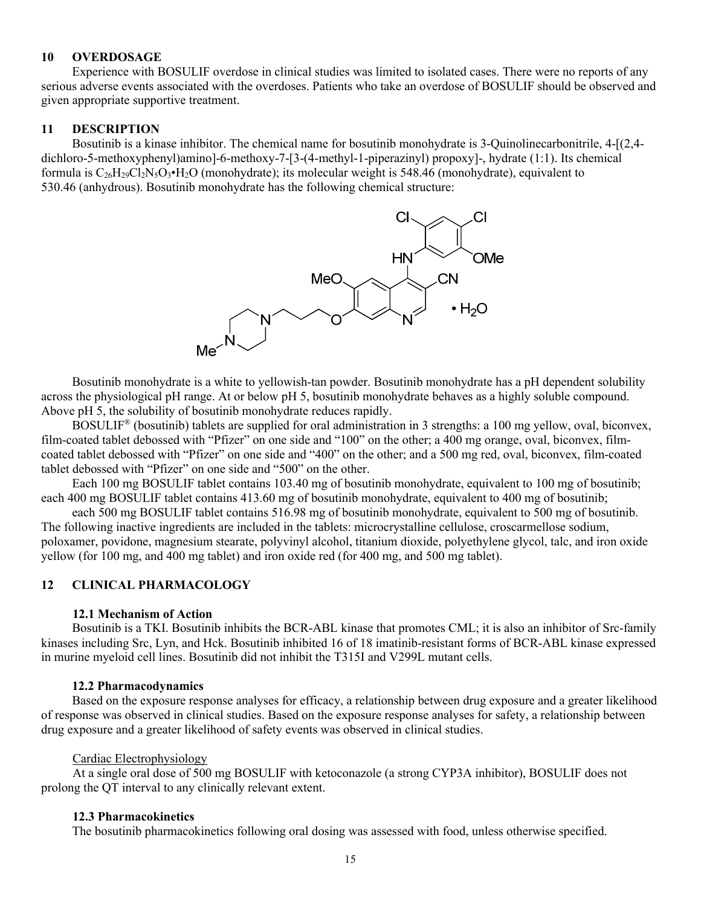## 10 OVERDOSAGE

Experience with BOSULIF overdose in clinical studies was limited to isolated cases. There were no reports of any serious adverse events associated with the overdoses. Patients who take an overdose of BOSULIF should be observed and given appropriate supportive treatment.

## 11 DESCRIPTION

Bosutinib is a kinase inhibitor. The chemical name for bosutinib monohydrate is 3-Quinolinecarbonitrile, 4-[(2,4-dichloro-5-methoxyphenyl)amino]-6-methoxy-7-[3-(4-methyl-1-piperazinyl) propoxy]-, hydrate (1:1). Its chemical formula is $C_{26}H_{29}Cl_2N_5O_3{\bullet}H_2O$ (monohydrate); its molecular weight is 548.46 (monohydrate), equivalent to 530.46 (anhydrous). Bosutinib monohydrate has the following chemical structure:

Bosutinib monohydrate is a white to yellowish-tan powder. Bosutinib monohydrate has a pH dependent solubility across the physiological pH range. At or below pH 5, bosutinib monohydrate behaves as a highly soluble compound. Above pH 5, the solubility of bosutinib monohydrate reduces rapidly.

BOSULIF® (bosutinib) tablets are supplied for oral administration in 3 strengths: a 100 mg yellow, oval, biconvex, film-coated tablet debossed with "Pfizer" on one side and "100" on the other; a 400 mg orange, oval, biconvex, film-coated tablet debossed with "Pfizer" on one side and "400" on the other; and a 500 mg red, oval, biconvex, film-coated tablet debossed with "Pfizer" on one side and "500" on the other.

Each 100 mg BOSULIF tablet contains 103.40 mg of bosutinib monohydrate, equivalent to 100 mg of bosutinib; each 400 mg BOSULIF tablet contains 413.60 mg of bosutinib monohydrate, equivalent to 400 mg of bosutinib;

each 500 mg BOSULIF tablet contains 516.98 mg of bosutinib monohydrate, equivalent to 500 mg of bosutinib. The following inactive ingredients are included in the tablets: microcrystalline cellulose, croscarmellose sodium, poloxamer, povidone, magnesium stearate, polyvinyl alcohol, titanium dioxide, polyethylene glycol, talc, and iron oxide yellow (for 100 mg, and 400 mg tablet) and iron oxide red (for 400 mg, and 500 mg tablet).

## 12 CLINICAL PHARMACOLOGY

### 12.1 Mechanism of Action

Bosutinib is a TKI. Bosutinib inhibits the BCR-ABL kinase that promotes CML; it is also an inhibitor of Src-family kinases including Src, Lyn, and Hck. Bosutinib inhibited 16 of 18 imatinib-resistant forms of BCR-ABL kinase expressed in murine myeloid cell lines. Bosutinib did not inhibit the T315I and V299L mutant cells.

### 12.2 Pharmacodynamics

Based on the exposure response analyses for efficacy, a relationship between drug exposure and a greater likelihood of response was observed in clinical studies. Based on the exposure response analyses for safety, a relationship between drug exposure and a greater likelihood of safety events was observed in clinical studies.

Cardiac Electrophysiology

At a single oral dose of 500 mg BOSULIF with ketoconazole (a strong CYP3A inhibitor), BOSULIF does not prolong the QT interval to any clinically relevant extent.

### 12.3 Pharmacokinetics

The bosutinib pharmacokinetics following oral dosing was assessed with food, unless otherwise specified.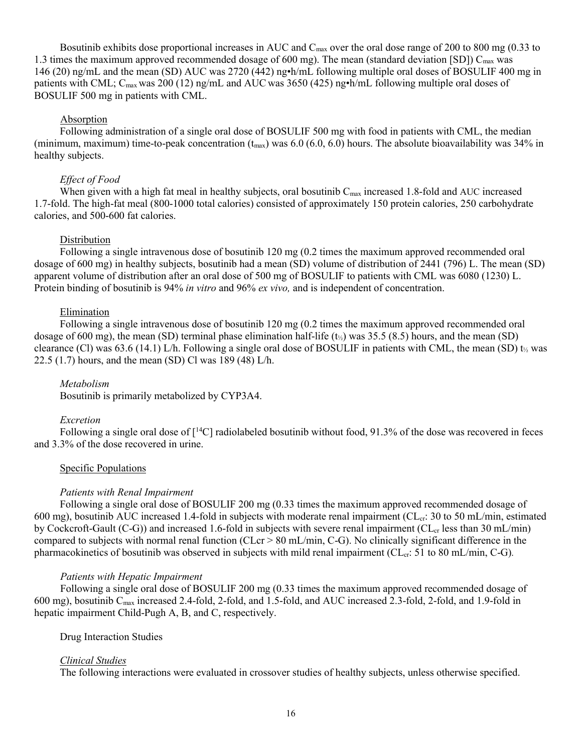Bosutinib exhibits dose proportional increases in AUC and $C_{max}$ over the oral dose range of 200 to 800 mg (0.33 to 1.3 times the maximum approved recommended dosage of 600 mg). The mean (standard deviation [SD]) $C_{max}$ was 146 (20) ng/mL and the mean (SD) AUC was 2720 (442) ng•h/mL following multiple oral doses of BOSULIF 400 mg in patients with CML; $C_{max}$ was 200 (12) ng/mL and AUC was 3650 (425) ng•h/mL following multiple oral doses of BOSULIF 500 mg in patients with CML.

Absorption

Following administration of a single oral dose of BOSULIF 500 mg with food in patients with CML, the median (minimum, maximum) time-to-peak concentration ($t_{max}$) was 6.0 (6.0, 6.0) hours. The absolute bioavailability was 34% in healthy subjects.

*Effect of Food*

When given with a high fat meal in healthy subjects, oral bosutinib $C_{max}$ increased 1.8-fold and AUC increased 1.7-fold. The high-fat meal (800-1000 total calories) consisted of approximately 150 protein calories, 250 carbohydrate calories, and 500-600 fat calories.

Distribution

Following a single intravenous dose of bosutinib 120 mg (0.2 times the maximum approved recommended oral dosage of 600 mg) in healthy subjects, bosutinib had a mean (SD) volume of distribution of 2441 (796) L. The mean (SD) apparent volume of distribution after an oral dose of 500 mg of BOSULIF to patients with CML was 6080 (1230) L. Protein binding of bosutinib is 94% *in vitro* and 96% *ex vivo,* and is independent of concentration.

Elimination

Following a single intravenous dose of bosutinib 120 mg (0.2 times the maximum approved recommended oral dosage of 600 mg), the mean (SD) terminal phase elimination half-life ($t_{½}$) was 35.5 (8.5) hours, and the mean (SD) clearance (Cl) was 63.6 (14.1) L/h. Following a single oral dose of BOSULIF in patients with CML, the mean (SD) $t_{½}$ was 22.5 (1.7) hours, and the mean (SD) Cl was 189 (48) L/h.

*Metabolism*

Bosutinib is primarily metabolized by CYP3A4.

*Excretion*

Following a single oral dose of [$^{14}$C] radiolabeled bosutinib without food, 91.3% of the dose was recovered in feces and 3.3% of the dose recovered in urine.

Specific Populations

*Patients with Renal Impairment*

Following a single oral dose of BOSULIF 200 mg (0.33 times the maximum approved recommended dosage of 600 mg), bosutinib AUC increased 1.4-fold in subjects with moderate renal impairment ($CL_{cr}$: 30 to 50 mL/min, estimated by Cockcroft-Gault (C-G)) and increased 1.6-fold in subjects with severe renal impairment ($CL_{cr}$ less than 30 mL/min) compared to subjects with normal renal function (CLcr > 80 mL/min, C-G). No clinically significant difference in the pharmacokinetics of bosutinib was observed in subjects with mild renal impairment ($CL_{cr}$: 51 to 80 mL/min, C-G).

*Patients with Hepatic Impairment*

Following a single oral dose of BOSULIF 200 mg (0.33 times the maximum approved recommended dosage of 600 mg), bosutinib $C_{max}$ increased 2.4-fold, 2-fold, and 1.5-fold, and AUC increased 2.3-fold, 2-fold, and 1.9-fold in hepatic impairment Child-Pugh A, B, and C, respectively.

Drug Interaction Studies

*Clinical Studies*

The following interactions were evaluated in crossover studies of healthy subjects, unless otherwise specified.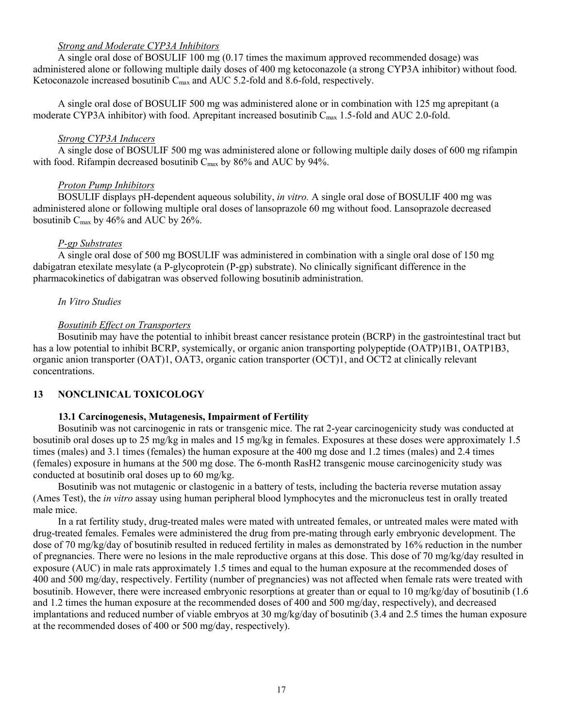*Strong and Moderate CYP3A Inhibitors*

A single oral dose of BOSULIF 100 mg (0.17 times the maximum approved recommended dosage) was administered alone or following multiple daily doses of 400 mg ketoconazole (a strong CYP3A inhibitor) without food. Ketoconazole increased bosutinib $C_{max}$ and AUC 5.2-fold and 8.6-fold, respectively.

A single oral dose of BOSULIF 500 mg was administered alone or in combination with 125 mg aprepitant (a moderate CYP3A inhibitor) with food. Aprepitant increased bosutinib $C_{max}$ 1.5-fold and AUC 2.0-fold.

*Strong CYP3A Inducers*

A single dose of BOSULIF 500 mg was administered alone or following multiple daily doses of 600 mg rifampin with food. Rifampin decreased bosutinib $C_{max}$ by 86% and AUC by 94%.

*Proton Pump Inhibitors*

BOSULIF displays pH-dependent aqueous solubility, *in vitro.* A single oral dose of BOSULIF 400 mg was administered alone or following multiple oral doses of lansoprazole 60 mg without food. Lansoprazole decreased bosutinib $C_{max}$ by 46% and AUC by 26%.

*P-gp Substrates*

A single oral dose of 500 mg BOSULIF was administered in combination with a single oral dose of 150 mg dabigatran etexilate mesylate (a P-glycoprotein (P-gp) substrate). No clinically significant difference in the pharmacokinetics of dabigatran was observed following bosutinib administration.

*In Vitro Studies*

*Bosutinib Effect on Transporters*

Bosutinib may have the potential to inhibit breast cancer resistance protein (BCRP) in the gastrointestinal tract but has a low potential to inhibit BCRP, systemically, or organic anion transporting polypeptide (OATP)1B1, OATP1B3, organic anion transporter (OAT)1, OAT3, organic cation transporter (OCT)1, and OCT2 at clinically relevant concentrations.

## 13 NONCLINICAL TOXICOLOGY

### 13.1 Carcinogenesis, Mutagenesis, Impairment of Fertility

Bosutinib was not carcinogenic in rats or transgenic mice. The rat 2-year carcinogenicity study was conducted at bosutinib oral doses up to 25 mg/kg in males and 15 mg/kg in females. Exposures at these doses were approximately 1.5 times (males) and 3.1 times (females) the human exposure at the 400 mg dose and 1.2 times (males) and 2.4 times (females) exposure in humans at the 500 mg dose. The 6-month RasH2 transgenic mouse carcinogenicity study was conducted at bosutinib oral doses up to 60 mg/kg.

Bosutinib was not mutagenic or clastogenic in a battery of tests, including the bacteria reverse mutation assay (Ames Test), the *in vitro* assay using human peripheral blood lymphocytes and the micronucleus test in orally treated male mice.

In a rat fertility study, drug-treated males were mated with untreated females, or untreated males were mated with drug-treated females. Females were administered the drug from pre-mating through early embryonic development. The dose of 70 mg/kg/day of bosutinib resulted in reduced fertility in males as demonstrated by 16% reduction in the number of pregnancies. There were no lesions in the male reproductive organs at this dose. This dose of 70 mg/kg/day resulted in exposure (AUC) in male rats approximately 1.5 times and equal to the human exposure at the recommended doses of 400 and 500 mg/day, respectively. Fertility (number of pregnancies) was not affected when female rats were treated with bosutinib. However, there were increased embryonic resorptions at greater than or equal to 10 mg/kg/day of bosutinib (1.6 and 1.2 times the human exposure at the recommended doses of 400 and 500 mg/day, respectively), and decreased implantations and reduced number of viable embryos at 30 mg/kg/day of bosutinib (3.4 and 2.5 times the human exposure at the recommended doses of 400 or 500 mg/day, respectively).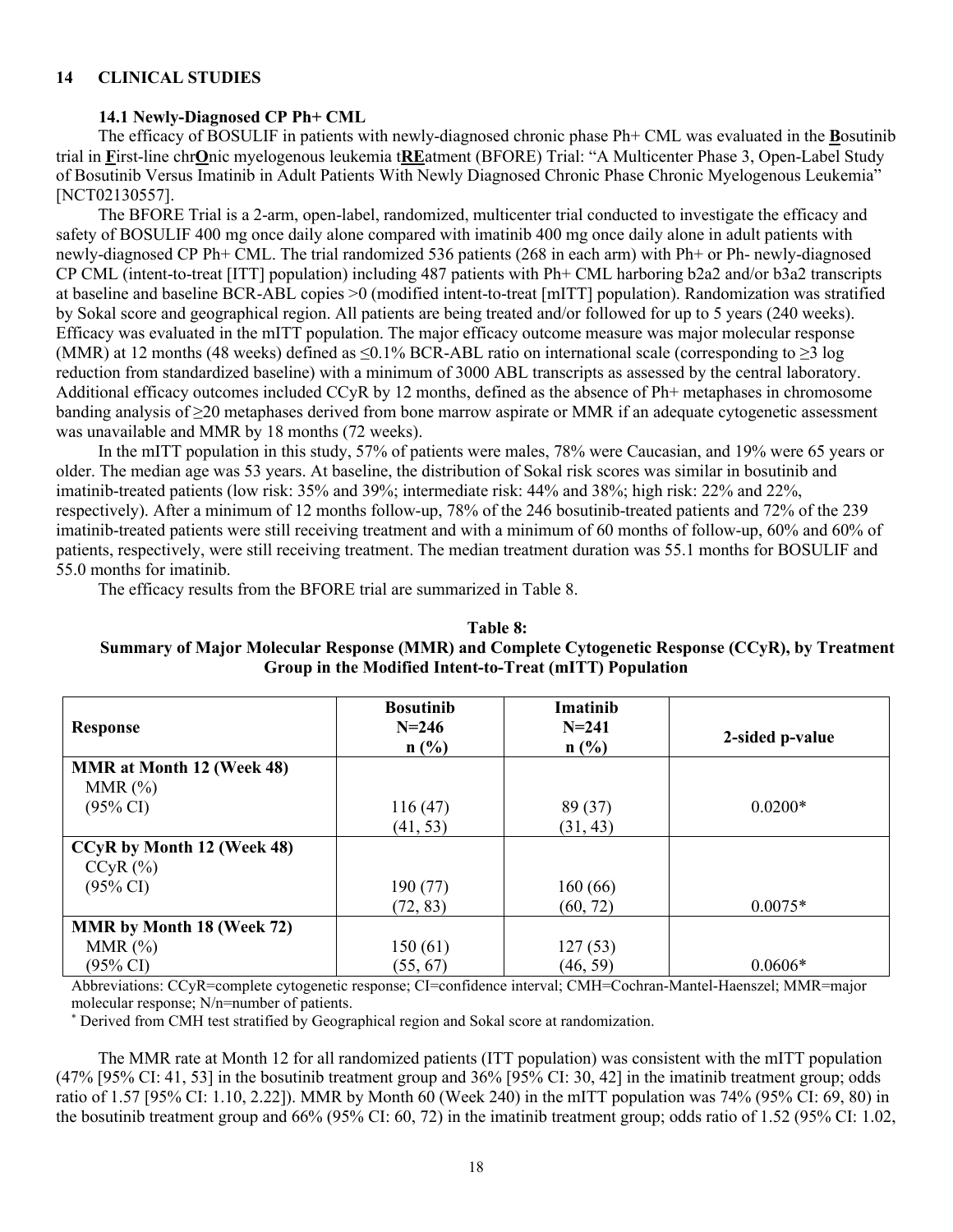## 14 CLINICAL STUDIES

### 14.1 Newly-Diagnosed CP Ph+ CML

The efficacy of BOSULIF in patients with newly-diagnosed chronic phase Ph+ CML was evaluated in the **B**osutinib trial in **F**irst-line chr**O**nic myelogenous leukemia t**RE**atment (BFORE) Trial: "A Multicenter Phase 3, Open-Label Study of Bosutinib Versus Imatinib in Adult Patients With Newly Diagnosed Chronic Phase Chronic Myelogenous Leukemia" [NCT02130557].

The BFORE Trial is a 2-arm, open-label, randomized, multicenter trial conducted to investigate the efficacy and safety of BOSULIF 400 mg once daily alone compared with imatinib 400 mg once daily alone in adult patients with newly-diagnosed CP Ph+ CML. The trial randomized 536 patients (268 in each arm) with Ph+ or Ph- newly-diagnosed CP CML (intent-to-treat [ITT] population) including 487 patients with Ph+ CML harboring b2a2 and/or b3a2 transcripts at baseline and baseline BCR-ABL copies >0 (modified intent-to-treat [mITT] population). Randomization was stratified by Sokal score and geographical region. All patients are being treated and/or followed for up to 5 years (240 weeks). Efficacy was evaluated in the mITT population. The major efficacy outcome measure was major molecular response (MMR) at 12 months (48 weeks) defined as ≤0.1% BCR-ABL ratio on international scale (corresponding to ≥3 log reduction from standardized baseline) with a minimum of 3000 ABL transcripts as assessed by the central laboratory. Additional efficacy outcomes included CCyR by 12 months, defined as the absence of Ph+ metaphases in chromosome banding analysis of ≥20 metaphases derived from bone marrow aspirate or MMR if an adequate cytogenetic assessment was unavailable and MMR by 18 months (72 weeks).

In the mITT population in this study, 57% of patients were males, 78% were Caucasian, and 19% were 65 years or older. The median age was 53 years. At baseline, the distribution of Sokal risk scores was similar in bosutinib and imatinib-treated patients (low risk: 35% and 39%; intermediate risk: 44% and 38%; high risk: 22% and 22%, respectively). After a minimum of 12 months follow-up, 78% of the 246 bosutinib-treated patients and 72% of the 239 imatinib-treated patients were still receiving treatment and with a minimum of 60 months of follow-up, 60% and 60% of patients, respectively, were still receiving treatment. The median treatment duration was 55.1 months for BOSULIF and 55.0 months for imatinib.

The efficacy results from the BFORE trial are summarized in Table 8.

**Table 8: Summary of Major Molecular Response (MMR) and Complete Cytogenetic Response (CCyR), by Treatment Group in the Modified Intent-to-Treat (mITT) Population**

| Response | Bosutinib N=246 n (%) | Imatinib N=241 n (%) | 2-sided p-value |
|---|---|---|---|
| **MMR at Month 12 (Week 48)** | | | |
| MMR (%) | | | |
| (95% CI) | 116 (47) | 89 (37) | 0.0200* |
| | (41, 53) | (31, 43) | |
| **CCyR by Month 12 (Week 48)** | | | |
| CCyR (%) | | | |
| (95% CI) | 190 (77) | 160 (66) | |
| | (72, 83) | (60, 72) | 0.0075* |
| **MMR by Month 18 (Week 72)** | | | |
| MMR (%) | 150 (61) | 127 (53) | |
| (95% CI) | (55, 67) | (46, 59) | 0.0606* |

Abbreviations: CCyR=complete cytogenetic response; CI=confidence interval; CMH=Cochran-Mantel-Haenszel; MMR=major molecular response; N/n=number of patients.

* Derived from CMH test stratified by Geographical region and Sokal score at randomization.

The MMR rate at Month 12 for all randomized patients (ITT population) was consistent with the mITT population (47% [95% CI: 41, 53] in the bosutinib treatment group and 36% [95% CI: 30, 42] in the imatinib treatment group; odds ratio of 1.57 [95% CI: 1.10, 2.22]). MMR by Month 60 (Week 240) in the mITT population was 74% (95% CI: 69, 80) in the bosutinib treatment group and 66% (95% CI: 60, 72) in the imatinib treatment group; odds ratio of 1.52 (95% CI: 1.02,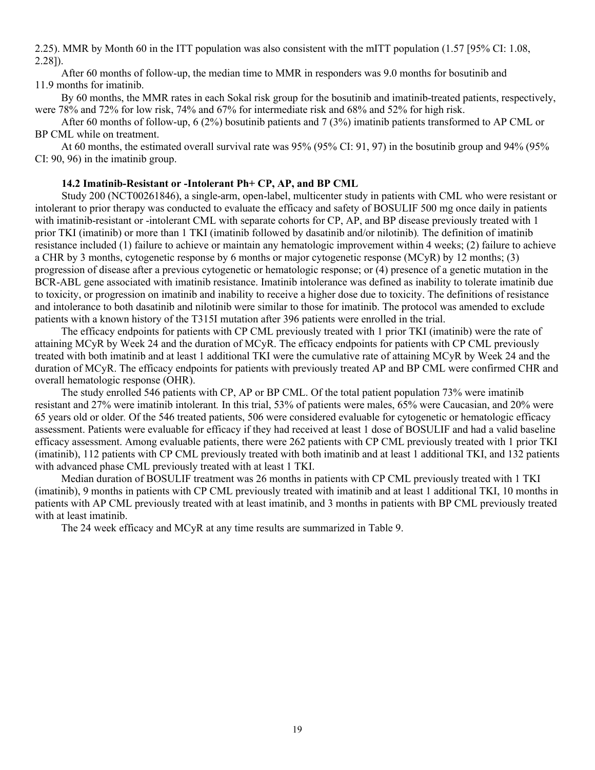2.25). MMR by Month 60 in the ITT population was also consistent with the mITT population (1.57 [95% CI: 1.08, 2.28]).

After 60 months of follow-up, the median time to MMR in responders was 9.0 months for bosutinib and 11.9 months for imatinib.

By 60 months, the MMR rates in each Sokal risk group for the bosutinib and imatinib-treated patients, respectively, were 78% and 72% for low risk, 74% and 67% for intermediate risk and 68% and 52% for high risk.

After 60 months of follow-up, 6 (2%) bosutinib patients and 7 (3%) imatinib patients transformed to AP CML or BP CML while on treatment.

At 60 months, the estimated overall survival rate was 95% (95% CI: 91, 97) in the bosutinib group and 94% (95% CI: 90, 96) in the imatinib group.

### 14.2 Imatinib-Resistant or -Intolerant Ph+ CP, AP, and BP CML

Study 200 (NCT00261846), a single-arm, open-label, multicenter study in patients with CML who were resistant or intolerant to prior therapy was conducted to evaluate the efficacy and safety of BOSULIF 500 mg once daily in patients with imatinib-resistant or -intolerant CML with separate cohorts for CP, AP, and BP disease previously treated with 1 prior TKI (imatinib) or more than 1 TKI (imatinib followed by dasatinib and/or nilotinib). The definition of imatinib resistance included (1) failure to achieve or maintain any hematologic improvement within 4 weeks; (2) failure to achieve a CHR by 3 months, cytogenetic response by 6 months or major cytogenetic response (MCyR) by 12 months; (3) progression of disease after a previous cytogenetic or hematologic response; or (4) presence of a genetic mutation in the BCR-ABL gene associated with imatinib resistance. Imatinib intolerance was defined as inability to tolerate imatinib due to toxicity, or progression on imatinib and inability to receive a higher dose due to toxicity. The definitions of resistance and intolerance to both dasatinib and nilotinib were similar to those for imatinib. The protocol was amended to exclude patients with a known history of the T315I mutation after 396 patients were enrolled in the trial.

The efficacy endpoints for patients with CP CML previously treated with 1 prior TKI (imatinib) were the rate of attaining MCyR by Week 24 and the duration of MCyR. The efficacy endpoints for patients with CP CML previously treated with both imatinib and at least 1 additional TKI were the cumulative rate of attaining MCyR by Week 24 and the duration of MCyR. The efficacy endpoints for patients with previously treated AP and BP CML were confirmed CHR and overall hematologic response (OHR).

The study enrolled 546 patients with CP, AP or BP CML. Of the total patient population 73% were imatinib resistant and 27% were imatinib intolerant. In this trial, 53% of patients were males, 65% were Caucasian, and 20% were 65 years old or older. Of the 546 treated patients, 506 were considered evaluable for cytogenetic or hematologic efficacy assessment. Patients were evaluable for efficacy if they had received at least 1 dose of BOSULIF and had a valid baseline efficacy assessment. Among evaluable patients, there were 262 patients with CP CML previously treated with 1 prior TKI (imatinib), 112 patients with CP CML previously treated with both imatinib and at least 1 additional TKI, and 132 patients with advanced phase CML previously treated with at least 1 TKI.

Median duration of BOSULIF treatment was 26 months in patients with CP CML previously treated with 1 TKI (imatinib), 9 months in patients with CP CML previously treated with imatinib and at least 1 additional TKI, 10 months in patients with AP CML previously treated with at least imatinib, and 3 months in patients with BP CML previously treated with at least imatinib.

The 24 week efficacy and MCyR at any time results are summarized in Table 9.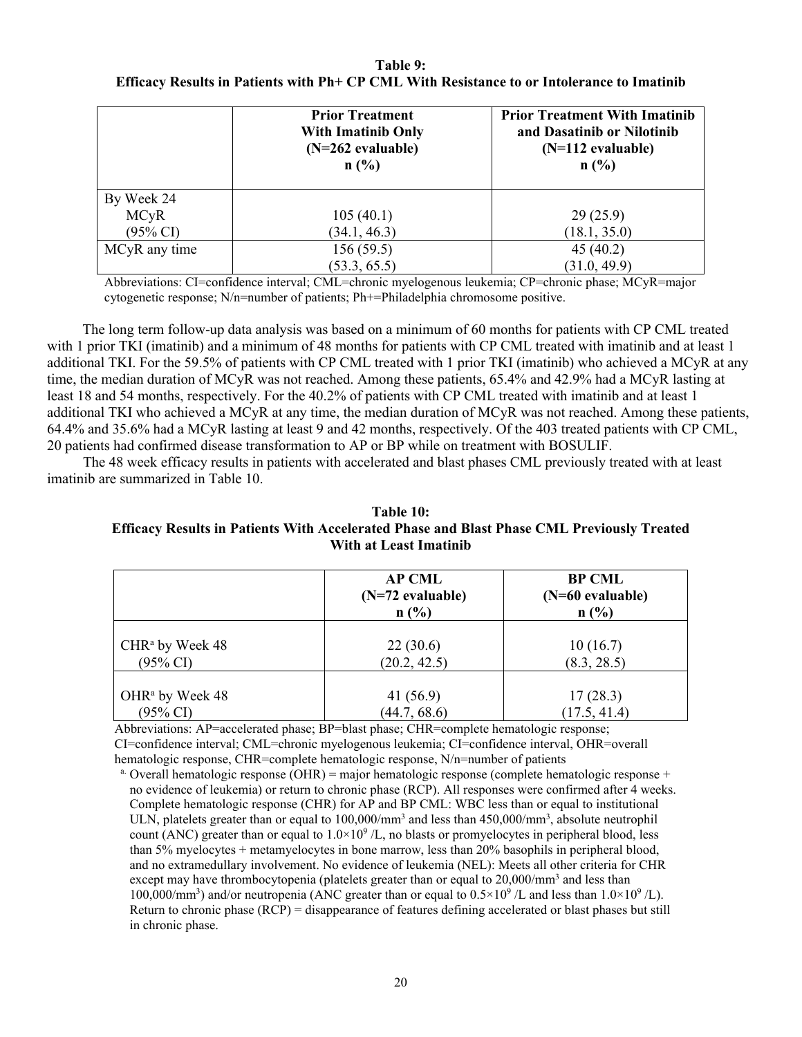**Table 9: Efficacy Results in Patients with Ph+ CP CML With Resistance to or Intolerance to Imatinib**

| | Prior Treatment With Imatinib Only (N=262 evaluable) n (%) | Prior Treatment With Imatinib and Dasatinib or Nilotinib (N=112 evaluable) n (%) |
|---|---|---|
| By Week 24 | | |
| MCyR | 105 (40.1) | 29 (25.9) |
| (95% CI) | (34.1, 46.3) | (18.1, 35.0) |
| MCyR any time | 156 (59.5) (53.3, 65.5) | 45 (40.2) (31.0, 49.9) |

Abbreviations: CI=confidence interval; CML=chronic myelogenous leukemia; CP=chronic phase; MCyR=major cytogenetic response; N/n=number of patients; Ph+=Philadelphia chromosome positive.

The long term follow-up data analysis was based on a minimum of 60 months for patients with CP CML treated with 1 prior TKI (imatinib) and a minimum of 48 months for patients with CP CML treated with imatinib and at least 1 additional TKI. For the 59.5% of patients with CP CML treated with 1 prior TKI (imatinib) who achieved a MCyR at any time, the median duration of MCyR was not reached. Among these patients, 65.4% and 42.9% had a MCyR lasting at least 18 and 54 months, respectively. For the 40.2% of patients with CP CML treated with imatinib and at least 1 additional TKI who achieved a MCyR at any time, the median duration of MCyR was not reached. Among these patients, 64.4% and 35.6% had a MCyR lasting at least 9 and 42 months, respectively. Of the 403 treated patients with CP CML, 20 patients had confirmed disease transformation to AP or BP while on treatment with BOSULIF.

The 48 week efficacy results in patients with accelerated and blast phases CML previously treated with at least imatinib are summarized in Table 10.

**Table 10: Efficacy Results in Patients With Accelerated Phase and Blast Phase CML Previously Treated With at Least Imatinib**

| | AP CML (N=72 evaluable) n (%) | BP CML (N=60 evaluable) n (%) |
|---|---|---|
| CHR[a] by Week 48 | 22 (30.6) | 10 (16.7) |
| (95% CI) | (20.2, 42.5) | (8.3, 28.5) |
| OHR[a] by Week 48 | 41 (56.9) | 17 (28.3) |
| (95% CI) | (44.7, 68.6) | (17.5, 41.4) |

Abbreviations: AP=accelerated phase; BP=blast phase; CHR=complete hematologic response; CI=confidence interval; CML=chronic myelogenous leukemia; CI=confidence interval, OHR=overall hematologic response, CHR=complete hematologic response, N/n=number of patients

[a] Overall hematologic response (OHR) = major hematologic response (complete hematologic response + no evidence of leukemia) or return to chronic phase (RCP). All responses were confirmed after 4 weeks. Complete hematologic response (CHR) for AP and BP CML: WBC less than or equal to institutional ULN, platelets greater than or equal to 100,000/mm$^3$ and less than 450,000/mm$^3$, absolute neutrophil count (ANC) greater than or equal to $1.0 \times 10^9$ /L, no blasts or promyelocytes in peripheral blood, less than 5% myelocytes + metamyelocytes in bone marrow, less than 20% basophils in peripheral blood, and no extramedullary involvement. No evidence of leukemia (NEL): Meets all other criteria for CHR except may have thrombocytopenia (platelets greater than or equal to 20,000/mm$^3$ and less than 100,000/mm$^3$) and/or neutropenia (ANC greater than or equal to $0.5 \times 10^9$ /L and less than $1.0 \times 10^9$ /L). Return to chronic phase (RCP) = disappearance of features defining accelerated or blast phases but still in chronic phase.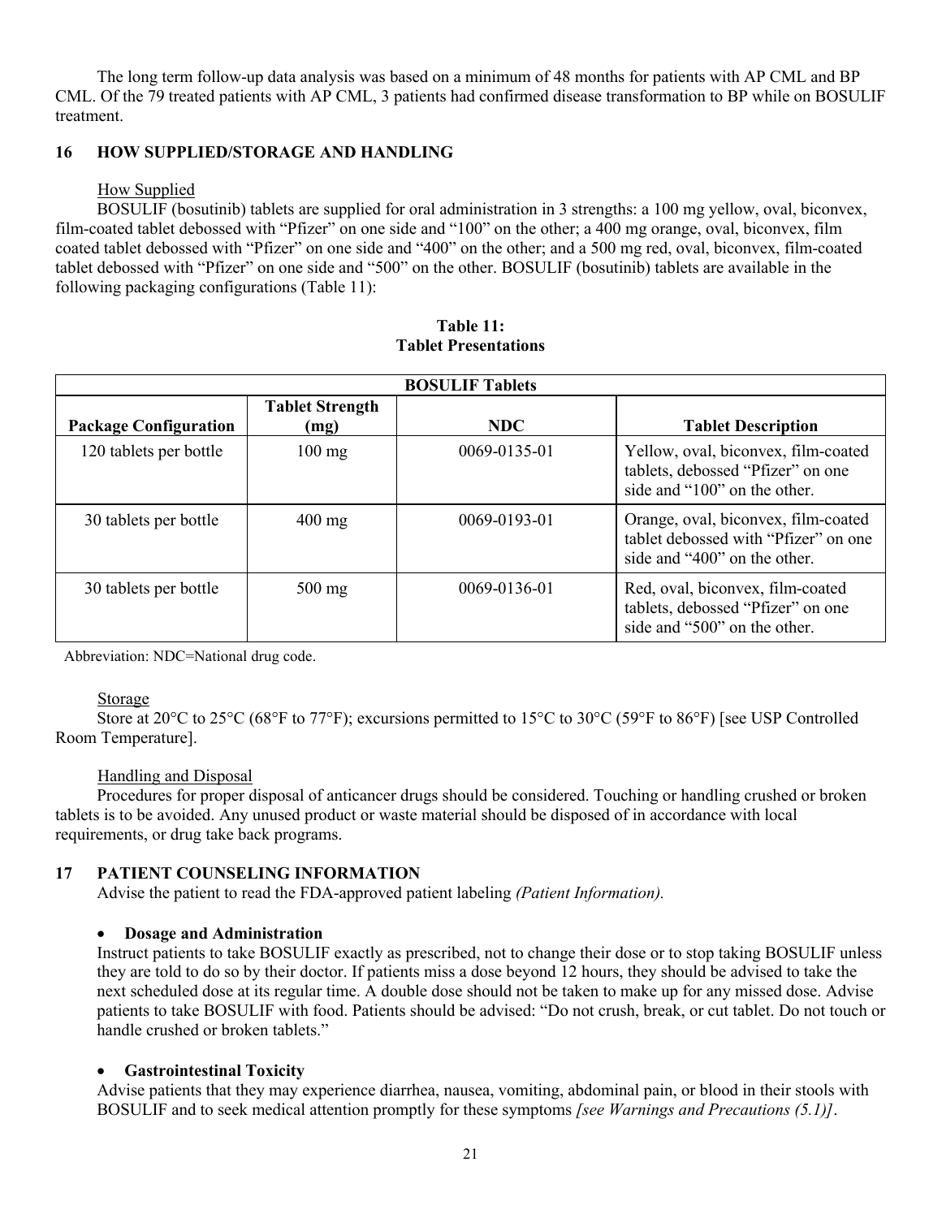The long term follow-up data analysis was based on a minimum of 48 months for patients with AP CML and BP CML. Of the 79 treated patients with AP CML, 3 patients had confirmed disease transformation to BP while on BOSULIF treatment.

## 16 HOW SUPPLIED/STORAGE AND HANDLING

How Supplied

BOSULIF (bosutinib) tablets are supplied for oral administration in 3 strengths: a 100 mg yellow, oval, biconvex, film-coated tablet debossed with "Pfizer" on one side and "100" on the other; a 400 mg orange, oval, biconvex, film coated tablet debossed with "Pfizer" on one side and "400" on the other; and a 500 mg red, oval, biconvex, film-coated tablet debossed with "Pfizer" on one side and "500" on the other. BOSULIF (bosutinib) tablets are available in the following packaging configurations (Table 11):

**Table 11:**
**Tablet Presentations**

| BOSULIF Tablets | | | |
|---|---|---|---|
| **Package Configuration** | **Tablet Strength (mg)** | **NDC** | **Tablet Description** |
| 120 tablets per bottle | 100 mg | 0069-0135-01 | Yellow, oval, biconvex, film-coated tablets, debossed "Pfizer" on one side and "100" on the other. |
| 30 tablets per bottle | 400 mg | 0069-0193-01 | Orange, oval, biconvex, film-coated tablet debossed with "Pfizer" on one side and "400" on the other. |
| 30 tablets per bottle | 500 mg | 0069-0136-01 | Red, oval, biconvex, film-coated tablets, debossed "Pfizer" on one side and "500" on the other. |

Abbreviation: NDC=National drug code.

Storage

Store at 20°C to 25°C (68°F to 77°F); excursions permitted to 15°C to 30°C (59°F to 86°F) [see USP Controlled Room Temperature].

Handling and Disposal

Procedures for proper disposal of anticancer drugs should be considered. Touching or handling crushed or broken tablets is to be avoided. Any unused product or waste material should be disposed of in accordance with local requirements, or drug take back programs.

## 17 PATIENT COUNSELING INFORMATION

Advise the patient to read the FDA-approved patient labeling *(Patient Information).*

- **Dosage and Administration**

Instruct patients to take BOSULIF exactly as prescribed, not to change their dose or to stop taking BOSULIF unless they are told to do so by their doctor. If patients miss a dose beyond 12 hours, they should be advised to take the next scheduled dose at its regular time. A double dose should not be taken to make up for any missed dose. Advise patients to take BOSULIF with food. Patients should be advised: "Do not crush, break, or cut tablet. Do not touch or handle crushed or broken tablets."

- **Gastrointestinal Toxicity**

Advise patients that they may experience diarrhea, nausea, vomiting, abdominal pain, or blood in their stools with BOSULIF and to seek medical attention promptly for these symptoms *[see Warnings and Precautions (5.1)]*.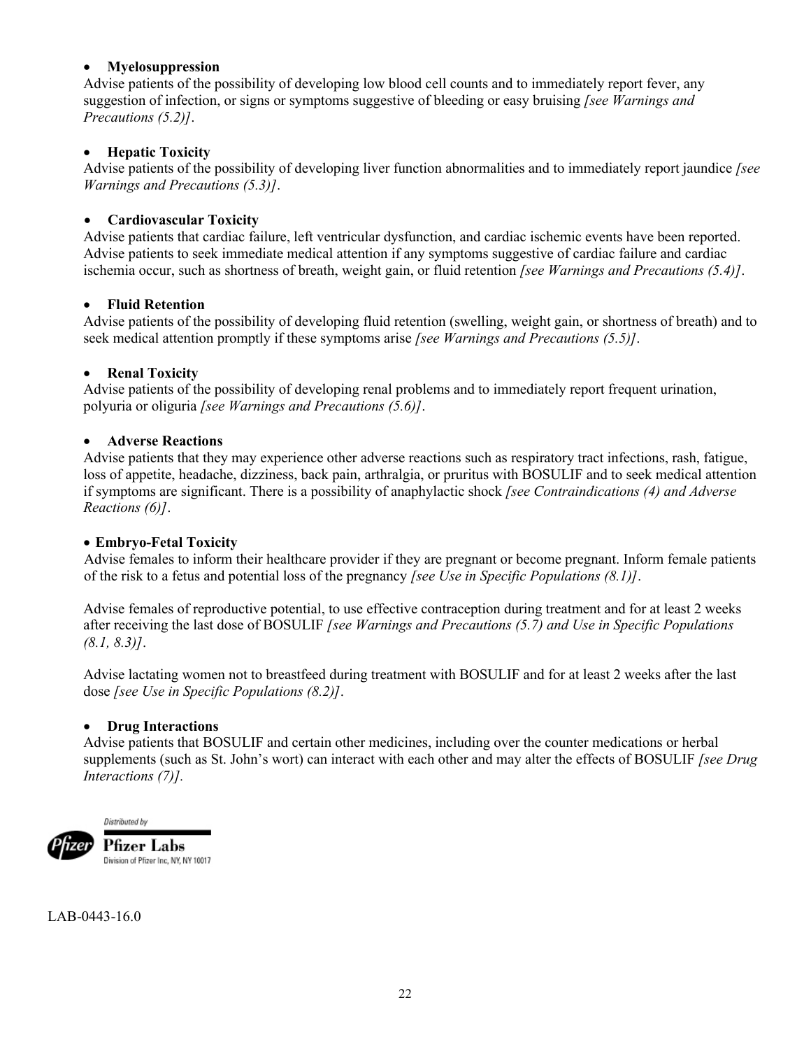- **Myelosuppression**

Advise patients of the possibility of developing low blood cell counts and to immediately report fever, any suggestion of infection, or signs or symptoms suggestive of bleeding or easy bruising *[see Warnings and Precautions (5.2)]*.

- **Hepatic Toxicity**

Advise patients of the possibility of developing liver function abnormalities and to immediately report jaundice *[see Warnings and Precautions (5.3)]*.

- **Cardiovascular Toxicity**

Advise patients that cardiac failure, left ventricular dysfunction, and cardiac ischemic events have been reported. Advise patients to seek immediate medical attention if any symptoms suggestive of cardiac failure and cardiac ischemia occur, such as shortness of breath, weight gain, or fluid retention *[see Warnings and Precautions (5.4)]*.

- **Fluid Retention**

Advise patients of the possibility of developing fluid retention (swelling, weight gain, or shortness of breath) and to seek medical attention promptly if these symptoms arise *[see Warnings and Precautions (5.5)]*.

- **Renal Toxicity**

Advise patients of the possibility of developing renal problems and to immediately report frequent urination, polyuria or oliguria *[see Warnings and Precautions (5.6)]*.

- **Adverse Reactions**

Advise patients that they may experience other adverse reactions such as respiratory tract infections, rash, fatigue, loss of appetite, headache, dizziness, back pain, arthralgia, or pruritus with BOSULIF and to seek medical attention if symptoms are significant. There is a possibility of anaphylactic shock *[see Contraindications (4) and Adverse Reactions (6)]*.

- **Embryo-Fetal Toxicity**

Advise females to inform their healthcare provider if they are pregnant or become pregnant. Inform female patients of the risk to a fetus and potential loss of the pregnancy *[see Use in Specific Populations (8.1)]*.

Advise females of reproductive potential, to use effective contraception during treatment and for at least 2 weeks after receiving the last dose of BOSULIF *[see Warnings and Precautions (5.7) and Use in Specific Populations (8.1, 8.3)]*.

Advise lactating women not to breastfeed during treatment with BOSULIF and for at least 2 weeks after the last dose *[see Use in Specific Populations (8.2)]*.

- **Drug Interactions**

Advise patients that BOSULIF and certain other medicines, including over the counter medications or herbal supplements (such as St. John's wort) can interact with each other and may alter the effects of BOSULIF *[see Drug Interactions (7)].*

Distributed by

**Pfizer Labs**
Division of Pfizer Inc, NY, NY 10017

LAB-0443-16.0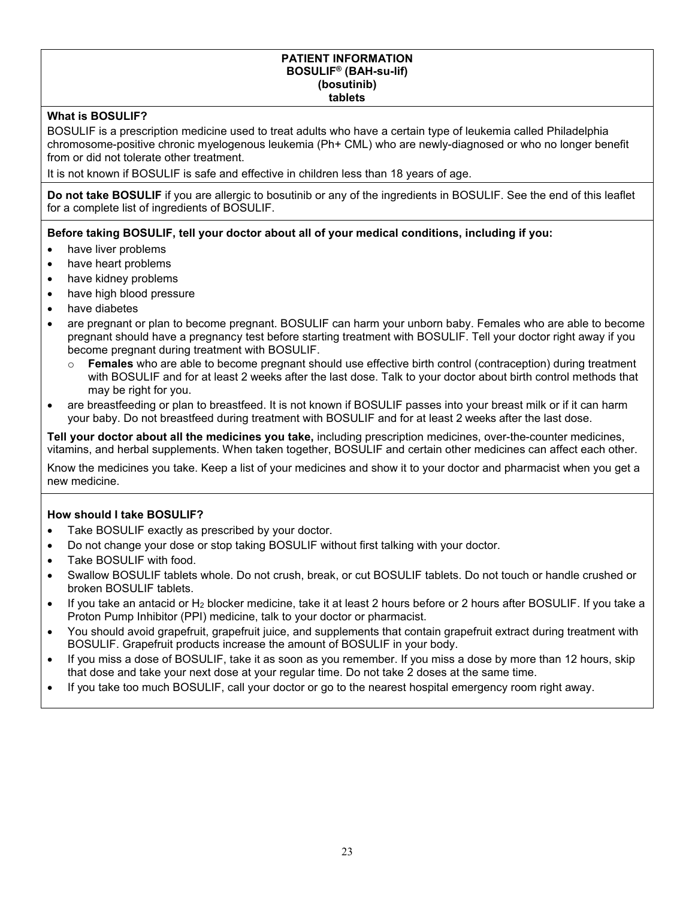**PATIENT INFORMATION**
**BOSULIF® (BAH-su-lif)**
**(bosutinib)**
**tablets**

**What is BOSULIF?**

BOSULIF is a prescription medicine used to treat adults who have a certain type of leukemia called Philadelphia chromosome-positive chronic myelogenous leukemia (Ph+ CML) who are newly-diagnosed or who no longer benefit from or did not tolerate other treatment.

It is not known if BOSULIF is safe and effective in children less than 18 years of age.

**Do not take BOSULIF** if you are allergic to bosutinib or any of the ingredients in BOSULIF. See the end of this leaflet for a complete list of ingredients of BOSULIF.

**Before taking BOSULIF, tell your doctor about all of your medical conditions, including if you:**

- have liver problems
- have heart problems
- have kidney problems
- have high blood pressure
- have diabetes
- are pregnant or plan to become pregnant. BOSULIF can harm your unborn baby. Females who are able to become pregnant should have a pregnancy test before starting treatment with BOSULIF. Tell your doctor right away if you become pregnant during treatment with BOSULIF.
  - **Females** who are able to become pregnant should use effective birth control (contraception) during treatment with BOSULIF and for at least 2 weeks after the last dose. Talk to your doctor about birth control methods that may be right for you.
- are breastfeeding or plan to breastfeed. It is not known if BOSULIF passes into your breast milk or if it can harm your baby. Do not breastfeed during treatment with BOSULIF and for at least 2 weeks after the last dose.

**Tell your doctor about all the medicines you take,** including prescription medicines, over-the-counter medicines, vitamins, and herbal supplements. When taken together, BOSULIF and certain other medicines can affect each other.

Know the medicines you take. Keep a list of your medicines and show it to your doctor and pharmacist when you get a new medicine.

**How should I take BOSULIF?**

- Take BOSULIF exactly as prescribed by your doctor.
- Do not change your dose or stop taking BOSULIF without first talking with your doctor.
- Take BOSULIF with food.
- Swallow BOSULIF tablets whole. Do not crush, break, or cut BOSULIF tablets. Do not touch or handle crushed or broken BOSULIF tablets.
- If you take an antacid or $H_2$ blocker medicine, take it at least 2 hours before or 2 hours after BOSULIF. If you take a Proton Pump Inhibitor (PPI) medicine, talk to your doctor or pharmacist.
- You should avoid grapefruit, grapefruit juice, and supplements that contain grapefruit extract during treatment with BOSULIF. Grapefruit products increase the amount of BOSULIF in your body.
- If you miss a dose of BOSULIF, take it as soon as you remember. If you miss a dose by more than 12 hours, skip that dose and take your next dose at your regular time. Do not take 2 doses at the same time.
- If you take too much BOSULIF, call your doctor or go to the nearest hospital emergency room right away.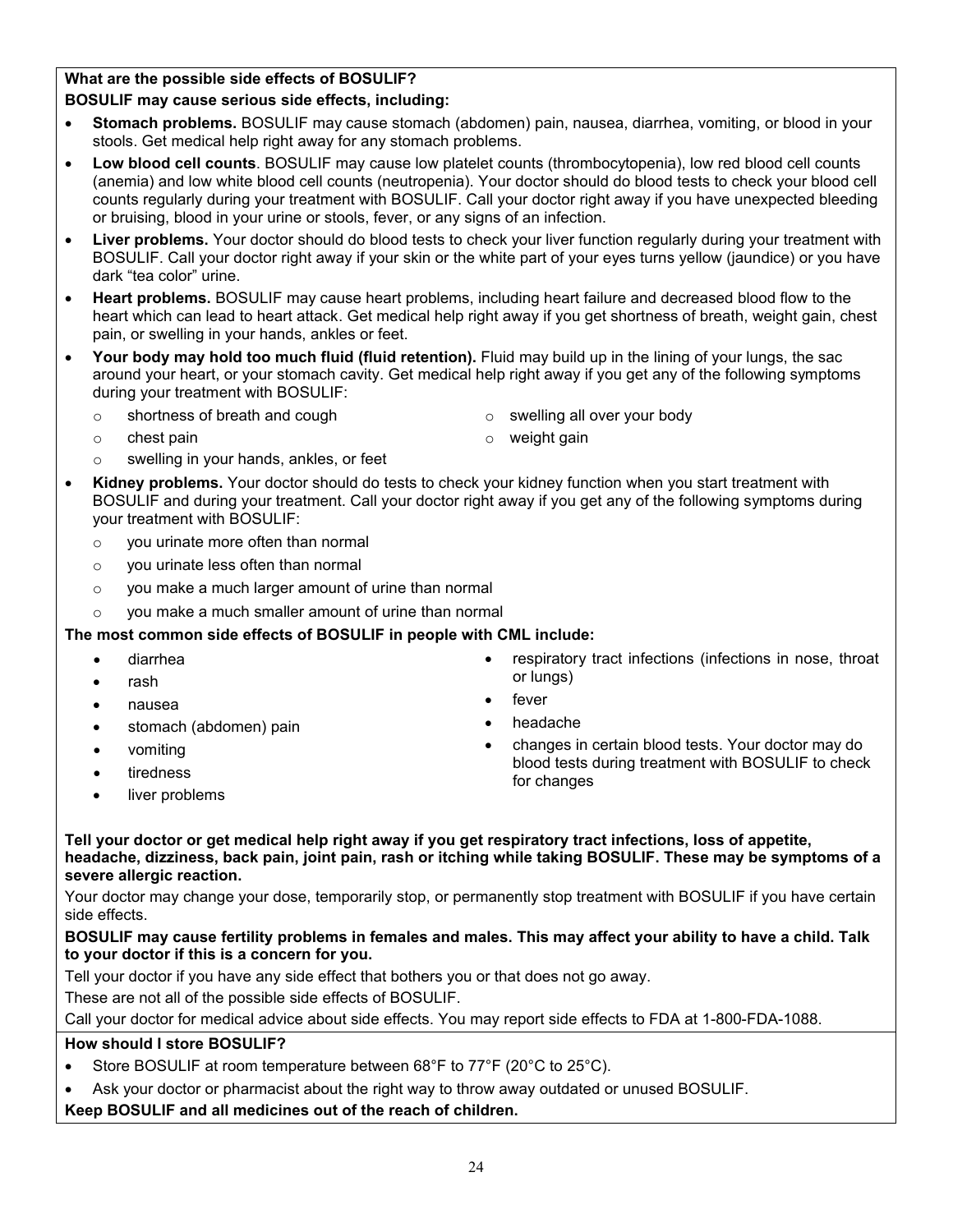**What are the possible side effects of BOSULIF?**

**BOSULIF may cause serious side effects, including:**

- **Stomach problems.** BOSULIF may cause stomach (abdomen) pain, nausea, diarrhea, vomiting, or blood in your stools. Get medical help right away for any stomach problems.
- **Low blood cell counts**. BOSULIF may cause low platelet counts (thrombocytopenia), low red blood cell counts (anemia) and low white blood cell counts (neutropenia). Your doctor should do blood tests to check your blood cell counts regularly during your treatment with BOSULIF. Call your doctor right away if you have unexpected bleeding or bruising, blood in your urine or stools, fever, or any signs of an infection.
- **Liver problems.** Your doctor should do blood tests to check your liver function regularly during your treatment with BOSULIF. Call your doctor right away if your skin or the white part of your eyes turns yellow (jaundice) or you have dark "tea color" urine.
- **Heart problems.** BOSULIF may cause heart problems, including heart failure and decreased blood flow to the heart which can lead to heart attack. Get medical help right away if you get shortness of breath, weight gain, chest pain, or swelling in your hands, ankles or feet.
- **Your body may hold too much fluid (fluid retention).** Fluid may build up in the lining of your lungs, the sac around your heart, or your stomach cavity. Get medical help right away if you get any of the following symptoms during your treatment with BOSULIF:
  - shortness of breath and cough
  - chest pain
  - swelling in your hands, ankles, or feet
  - swelling all over your body
  - weight gain
- **Kidney problems.** Your doctor should do tests to check your kidney function when you start treatment with BOSULIF and during your treatment. Call your doctor right away if you get any of the following symptoms during your treatment with BOSULIF:
  - you urinate more often than normal
  - you urinate less often than normal
  - you make a much larger amount of urine than normal
  - you make a much smaller amount of urine than normal

**The most common side effects of BOSULIF in people with CML include:**

- diarrhea
- rash
- nausea
- stomach (abdomen) pain
- vomiting
- tiredness
- liver problems
- respiratory tract infections (infections in nose, throat or lungs)
- fever
- headache
- changes in certain blood tests. Your doctor may do blood tests during treatment with BOSULIF to check for changes

**Tell your doctor or get medical help right away if you get respiratory tract infections, loss of appetite, headache, dizziness, back pain, joint pain, rash or itching while taking BOSULIF. These may be symptoms of a severe allergic reaction.**

Your doctor may change your dose, temporarily stop, or permanently stop treatment with BOSULIF if you have certain side effects.

**BOSULIF may cause fertility problems in females and males. This may affect your ability to have a child. Talk to your doctor if this is a concern for you.**

Tell your doctor if you have any side effect that bothers you or that does not go away.

These are not all of the possible side effects of BOSULIF.

Call your doctor for medical advice about side effects. You may report side effects to FDA at 1-800-FDA-1088.

**How should I store BOSULIF?**

- Store BOSULIF at room temperature between 68°F to 77°F (20°C to 25°C).
- Ask your doctor or pharmacist about the right way to throw away outdated or unused BOSULIF.

**Keep BOSULIF and all medicines out of the reach of children.**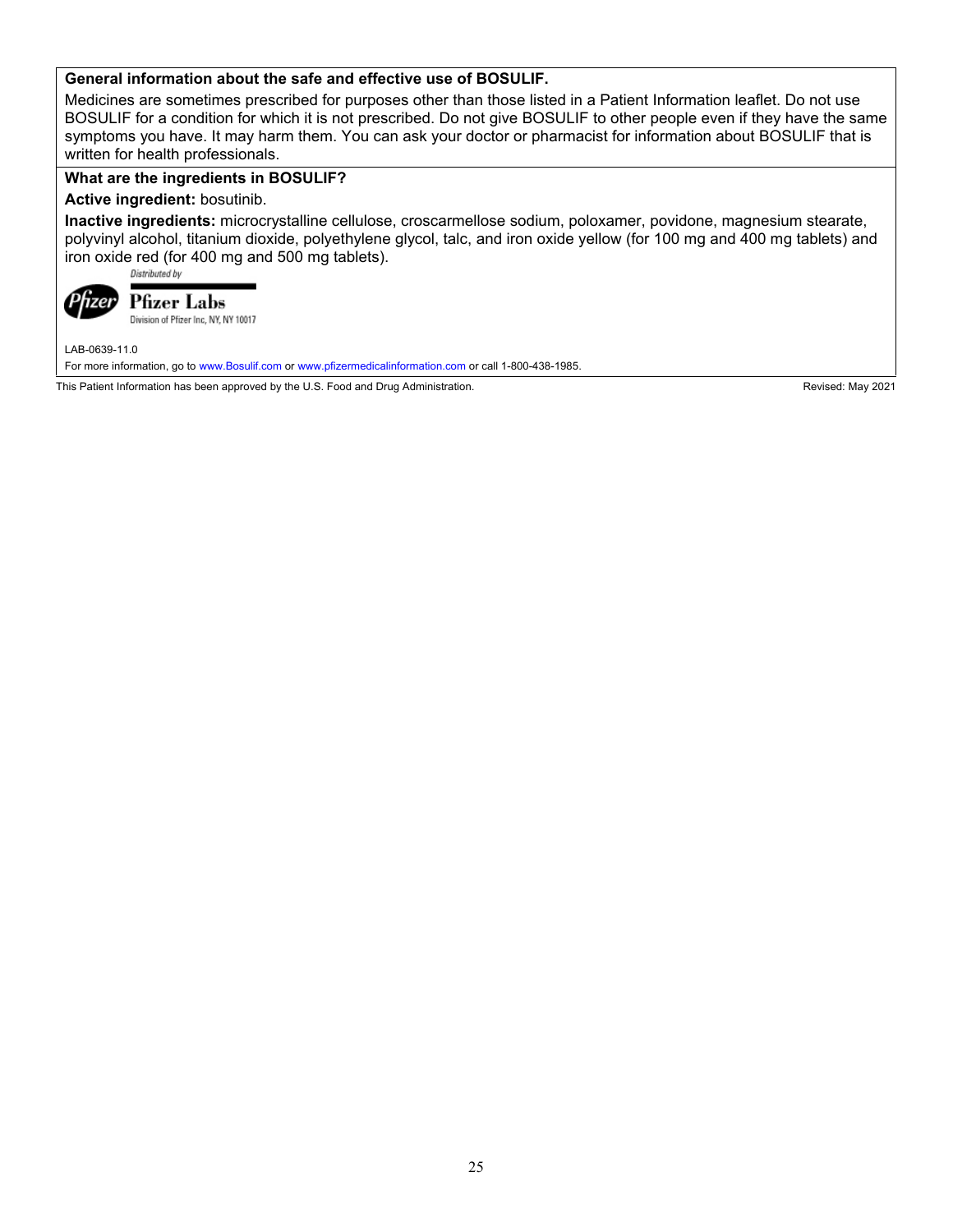**General information about the safe and effective use of BOSULIF.**

Medicines are sometimes prescribed for purposes other than those listed in a Patient Information leaflet. Do not use BOSULIF for a condition for which it is not prescribed. Do not give BOSULIF to other people even if they have the same symptoms you have. It may harm them. You can ask your doctor or pharmacist for information about BOSULIF that is written for health professionals.

**What are the ingredients in BOSULIF?**

**Active ingredient:** bosutinib.

**Inactive ingredients:** microcrystalline cellulose, croscarmellose sodium, poloxamer, povidone, magnesium stearate, polyvinyl alcohol, titanium dioxide, polyethylene glycol, talc, and iron oxide yellow (for 100 mg and 400 mg tablets) and iron oxide red (for 400 mg and 500 mg tablets).

Distributed by

Pfizer Labs
Division of Pfizer Inc, NY, NY 10017

LAB-0639-11.0

For more information, go to www.Bosulif.com or www.pfizermedicalinformation.com or call 1-800-438-1985.

This Patient Information has been approved by the U.S. Food and Drug Administration. Revised: May 2021